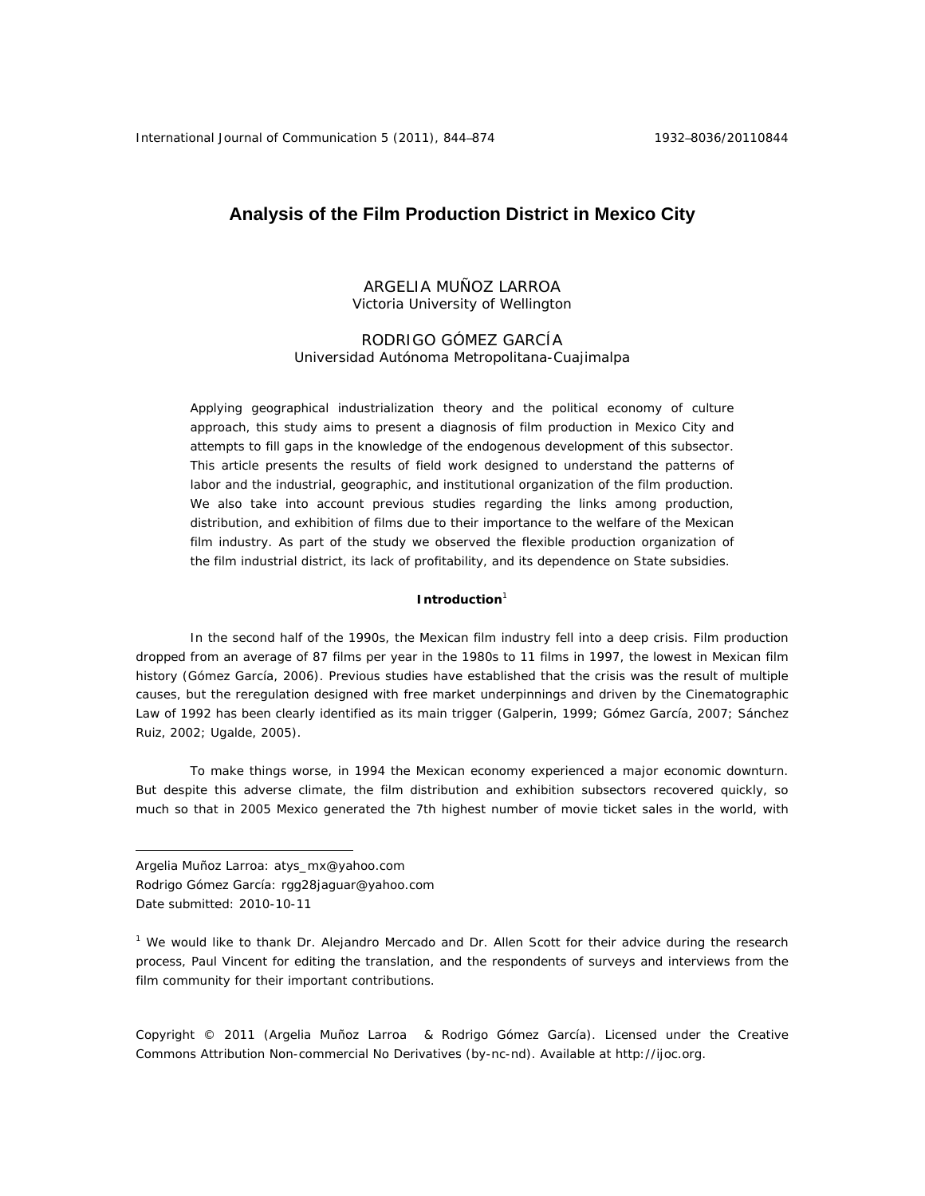# Analysis of the Film Production District in Mexico City

ARGELIA MUÑOZ LARROA
Victoria University of Wellington

RODRIGO GÓMEZ GARCÍA
Universidad Autónoma Metropolitana-Cuajimalpa

Applying geographical industrialization theory and the political economy of culture approach, this study aims to present a diagnosis of film production in Mexico City and attempts to fill gaps in the knowledge of the endogenous development of this subsector. This article presents the results of field work designed to understand the patterns of labor and the industrial, geographic, and institutional organization of the film production. We also take into account previous studies regarding the links among production, distribution, and exhibition of films due to their importance to the welfare of the Mexican film industry. As part of the study we observed the flexible production organization of the film industrial district, its lack of profitability, and its dependence on State subsidies.

## Introduction[1]

In the second half of the 1990s, the Mexican film industry fell into a deep crisis. Film production dropped from an average of 87 films per year in the 1980s to 11 films in 1997, the lowest in Mexican film history (Gómez García, 2006). Previous studies have established that the crisis was the result of multiple causes, but the reregulation designed with free market underpinnings and driven by the Cinematographic Law of 1992 has been clearly identified as its main trigger (Galperin, 1999; Gómez García, 2007; Sánchez Ruiz, 2002; Ugalde, 2005).

To make things worse, in 1994 the Mexican economy experienced a major economic downturn. But despite this adverse climate, the film distribution and exhibition subsectors recovered quickly, so much so that in 2005 Mexico generated the 7th highest number of movie ticket sales in the world, with

Argelia Muñoz Larroa: atys_mx@yahoo.com
Rodrigo Gómez García: rgg28jaguar@yahoo.com
Date submitted: 2010-10-11

[1] We would like to thank Dr. Alejandro Mercado and Dr. Allen Scott for their advice during the research process, Paul Vincent for editing the translation, and the respondents of surveys and interviews from the film community for their important contributions.

Copyright © 2011 (Argelia Muñoz Larroa & Rodrigo Gómez García). Licensed under the Creative Commons Attribution Non-commercial No Derivatives (by-nc-nd). Available at http://ijoc.org.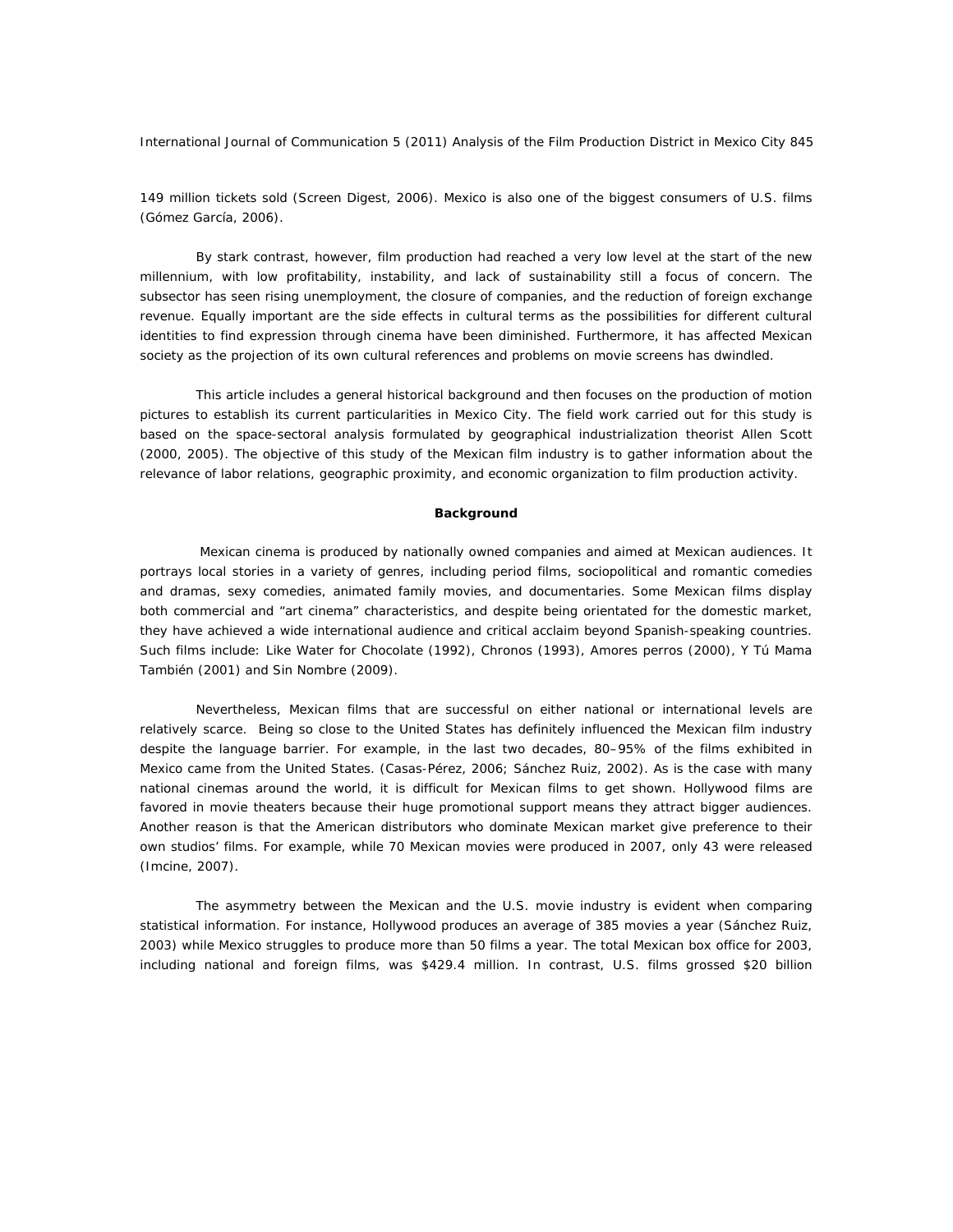149 million tickets sold (Screen Digest, 2006). Mexico is also one of the biggest consumers of U.S. films (Gómez García, 2006).

By stark contrast, however, film production had reached a very low level at the start of the new millennium, with low profitability, instability, and lack of sustainability still a focus of concern. The subsector has seen rising unemployment, the closure of companies, and the reduction of foreign exchange revenue. Equally important are the side effects in cultural terms as the possibilities for different cultural identities to find expression through cinema have been diminished. Furthermore, it has affected Mexican society as the projection of its own cultural references and problems on movie screens has dwindled.

This article includes a general historical background and then focuses on the production of motion pictures to establish its current particularities in Mexico City. The field work carried out for this study is based on the space-sectoral analysis formulated by geographical industrialization theorist Allen Scott (2000, 2005). The objective of this study of the Mexican film industry is to gather information about the relevance of labor relations, geographic proximity, and economic organization to film production activity.

## Background

Mexican cinema is produced by nationally owned companies and aimed at Mexican audiences. It portrays local stories in a variety of genres, including period films, sociopolitical and romantic comedies and dramas, sexy comedies, animated family movies, and documentaries. Some Mexican films display both commercial and "art cinema" characteristics, and despite being orientated for the domestic market, they have achieved a wide international audience and critical acclaim beyond Spanish-speaking countries. Such films include: *Like Water for Chocolate* (1992), *Chronos* (1993), *Amores perros* (2000), *Y Tú Mama También* (2001) and *Sin Nombre* (2009).

Nevertheless, Mexican films that are successful on either national or international levels are relatively scarce. Being so close to the United States has definitely influenced the Mexican film industry despite the language barrier. For example, in the last two decades, 80–95% of the films exhibited in Mexico came from the United States. (Casas-Pérez, 2006; Sánchez Ruiz, 2002). As is the case with many national cinemas around the world, it is difficult for Mexican films to get shown. Hollywood films are favored in movie theaters because their huge promotional support means they attract bigger audiences. Another reason is that the American distributors who dominate Mexican market give preference to their own studios' films. For example, while 70 Mexican movies were produced in 2007, only 43 were released (Imcine, 2007).

The asymmetry between the Mexican and the U.S. movie industry is evident when comparing statistical information. For instance, Hollywood produces an average of 385 movies a year (Sánchez Ruiz, 2003) while Mexico struggles to produce more than 50 films a year. The total Mexican box office for 2003, including national and foreign films, was $429.4 million. In contrast, U.S. films grossed $20 billion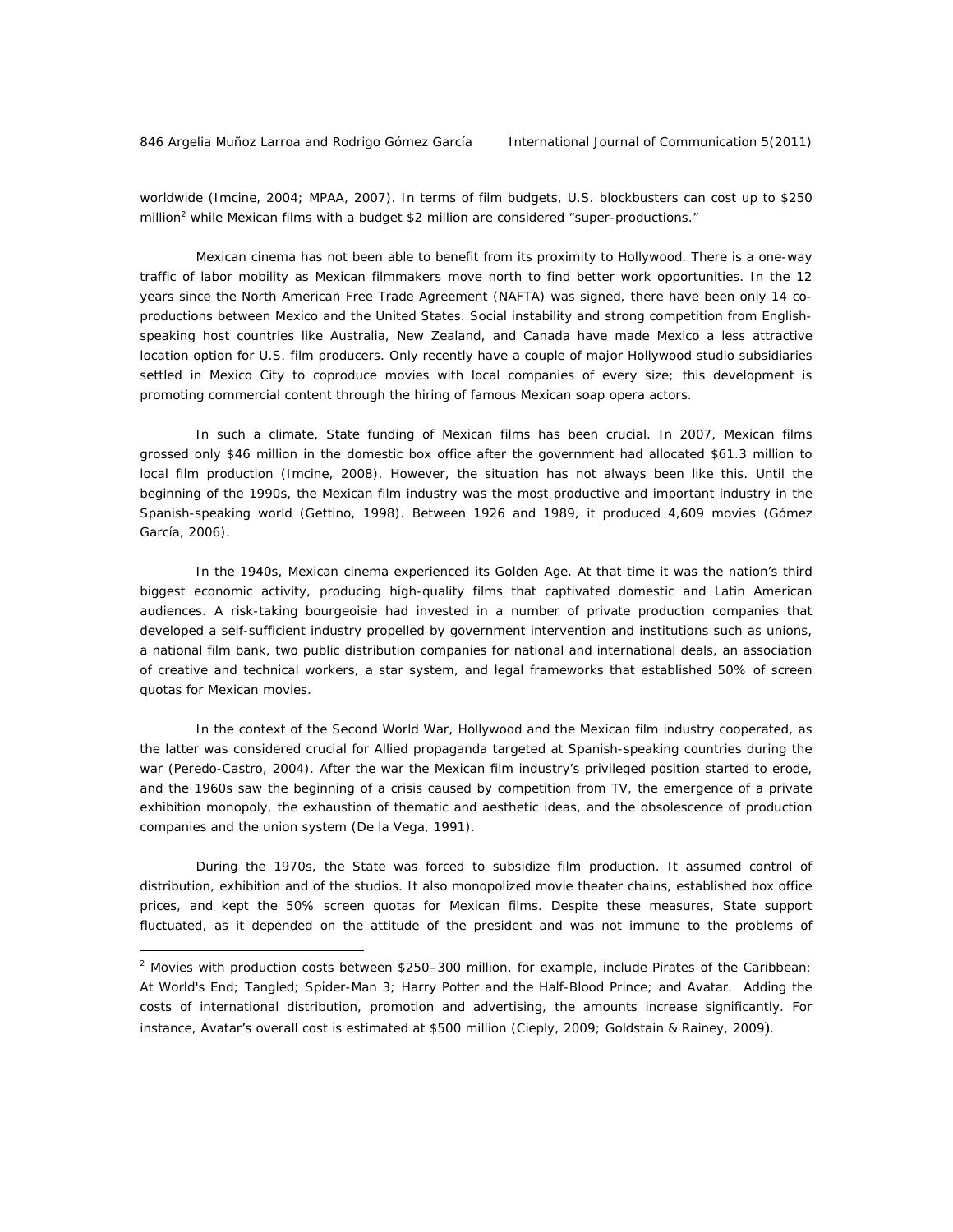worldwide (Imcine, 2004; MPAA, 2007). In terms of film budgets, U.S. blockbusters can cost up to $250 million[2] while Mexican films with a budget $2 million are considered "super-productions."

Mexican cinema has not been able to benefit from its proximity to Hollywood. There is a one-way traffic of labor mobility as Mexican filmmakers move north to find better work opportunities. In the 12 years since the North American Free Trade Agreement (NAFTA) was signed, there have been only 14 co-productions between Mexico and the United States. Social instability and strong competition from English-speaking host countries like Australia, New Zealand, and Canada have made Mexico a less attractive location option for U.S. film producers. Only recently have a couple of major Hollywood studio subsidiaries settled in Mexico City to coproduce movies with local companies of every size; this development is promoting commercial content through the hiring of famous Mexican soap opera actors.

In such a climate, State funding of Mexican films has been crucial. In 2007, Mexican films grossed only $46 million in the domestic box office after the government had allocated $61.3 million to local film production (Imcine, 2008). However, the situation has not always been like this. Until the beginning of the 1990s, the Mexican film industry was the most productive and important industry in the Spanish-speaking world (Gettino, 1998). Between 1926 and 1989, it produced 4,609 movies (Gómez García, 2006).

In the 1940s, Mexican cinema experienced its Golden Age. At that time it was the nation's third biggest economic activity, producing high-quality films that captivated domestic and Latin American audiences. A risk-taking bourgeoisie had invested in a number of private production companies that developed a self-sufficient industry propelled by government intervention and institutions such as unions, a national film bank, two public distribution companies for national and international deals, an association of creative and technical workers, a star system, and legal frameworks that established 50% of screen quotas for Mexican movies.

In the context of the Second World War, Hollywood and the Mexican film industry cooperated, as the latter was considered crucial for Allied propaganda targeted at Spanish-speaking countries during the war (Peredo-Castro, 2004). After the war the Mexican film industry's privileged position started to erode, and the 1960s saw the beginning of a crisis caused by competition from TV, the emergence of a private exhibition monopoly, the exhaustion of thematic and aesthetic ideas, and the obsolescence of production companies and the union system (De la Vega, 1991).

During the 1970s, the State was forced to subsidize film production. It assumed control of distribution, exhibition and of the studios. It also monopolized movie theater chains, established box office prices, and kept the 50% screen quotas for Mexican films. Despite these measures, State support fluctuated, as it depended on the attitude of the president and was not immune to the problems of

---

[2] Movies with production costs between $250–300 million, for example, include Pirates of the Caribbean: At World's End; Tangled; Spider-Man 3; Harry Potter and the Half-Blood Prince; and Avatar. Adding the costs of international distribution, promotion and advertising, the amounts increase significantly. For instance, Avatar's overall cost is estimated at $500 million (Cieply, 2009; Goldstain & Rainey, 2009).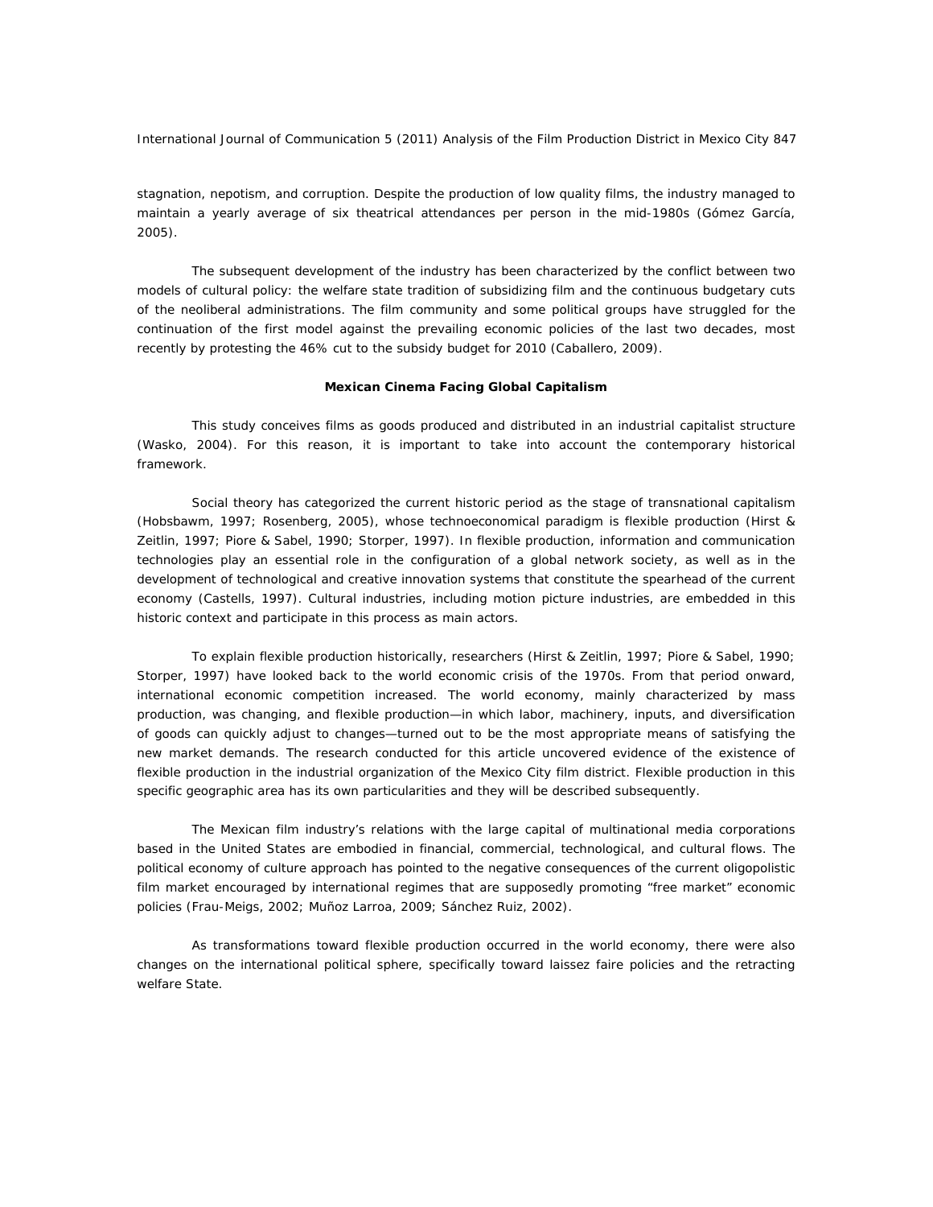stagnation, nepotism, and corruption. Despite the production of low quality films, the industry managed to maintain a yearly average of six theatrical attendances per person in the mid-1980s (Gómez García, 2005).

The subsequent development of the industry has been characterized by the conflict between two models of cultural policy: the welfare state tradition of subsidizing film and the continuous budgetary cuts of the neoliberal administrations. The film community and some political groups have struggled for the continuation of the first model against the prevailing economic policies of the last two decades, most recently by protesting the 46% cut to the subsidy budget for 2010 (Caballero, 2009).

### Mexican Cinema Facing Global Capitalism

This study conceives films as goods produced and distributed in an industrial capitalist structure (Wasko, 2004). For this reason, it is important to take into account the contemporary historical framework.

Social theory has categorized the current historic period as the stage of transnational capitalism (Hobsbawm, 1997; Rosenberg, 2005), whose technoeconomical paradigm is flexible production (Hirst & Zeitlin, 1997; Piore & Sabel, 1990; Storper, 1997). In flexible production, information and communication technologies play an essential role in the configuration of a global network society, as well as in the development of technological and creative innovation systems that constitute the spearhead of the current economy (Castells, 1997). Cultural industries, including motion picture industries, are embedded in this historic context and participate in this process as main actors.

To explain flexible production historically, researchers (Hirst & Zeitlin, 1997; Piore & Sabel, 1990; Storper, 1997) have looked back to the world economic crisis of the 1970s. From that period onward, international economic competition increased. The world economy, mainly characterized by mass production, was changing, and flexible production—in which labor, machinery, inputs, and diversification of goods can quickly adjust to changes—turned out to be the most appropriate means of satisfying the new market demands. The research conducted for this article uncovered evidence of the existence of flexible production in the industrial organization of the Mexico City film district. Flexible production in this specific geographic area has its own particularities and they will be described subsequently.

The Mexican film industry's relations with the large capital of multinational media corporations based in the United States are embodied in financial, commercial, technological, and cultural flows. The political economy of culture approach has pointed to the negative consequences of the current oligopolistic film market encouraged by international regimes that are supposedly promoting "free market" economic policies (Frau-Meigs, 2002; Muñoz Larroa, 2009; Sánchez Ruiz, 2002).

As transformations toward flexible production occurred in the world economy, there were also changes on the international political sphere, specifically toward laissez faire policies and the retracting welfare State.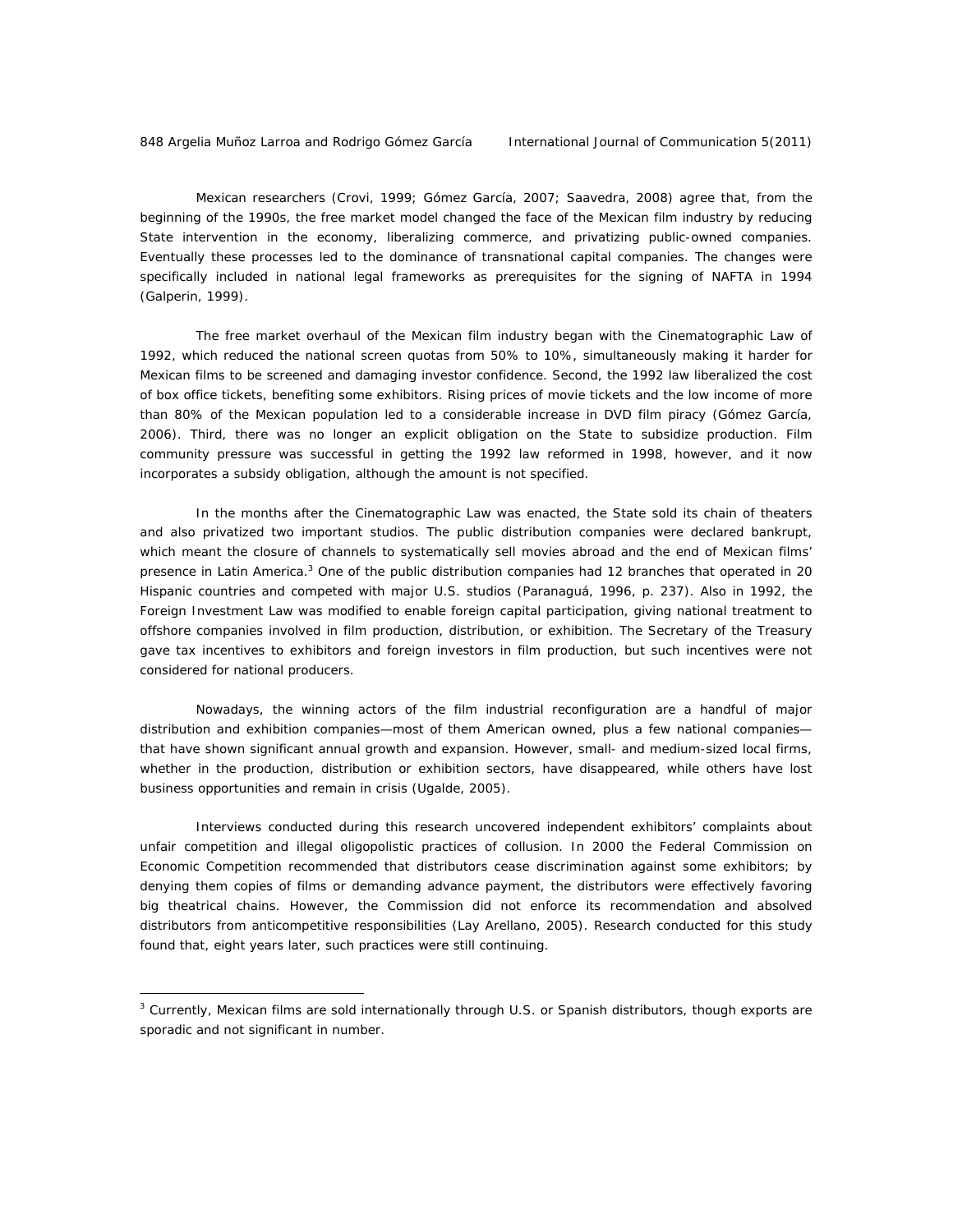Mexican researchers (Crovi, 1999; Gómez García, 2007; Saavedra, 2008) agree that, from the beginning of the 1990s, the free market model changed the face of the Mexican film industry by reducing State intervention in the economy, liberalizing commerce, and privatizing public-owned companies. Eventually these processes led to the dominance of transnational capital companies. The changes were specifically included in national legal frameworks as prerequisites for the signing of NAFTA in 1994 (Galperin, 1999).

The free market overhaul of the Mexican film industry began with the Cinematographic Law of 1992, which reduced the national screen quotas from 50% to 10%, simultaneously making it harder for Mexican films to be screened and damaging investor confidence. Second, the 1992 law liberalized the cost of box office tickets, benefiting some exhibitors. Rising prices of movie tickets and the low income of more than 80% of the Mexican population led to a considerable increase in DVD film piracy (Gómez García, 2006). Third, there was no longer an explicit obligation on the State to subsidize production. Film community pressure was successful in getting the 1992 law reformed in 1998, however, and it now incorporates a subsidy obligation, although the amount is not specified.

In the months after the Cinematographic Law was enacted, the State sold its chain of theaters and also privatized two important studios. The public distribution companies were declared bankrupt, which meant the closure of channels to systematically sell movies abroad and the end of Mexican films' presence in Latin America.[3] One of the public distribution companies had 12 branches that operated in 20 Hispanic countries and competed with major U.S. studios (Paranaguá, 1996, p. 237). Also in 1992, the Foreign Investment Law was modified to enable foreign capital participation, giving national treatment to offshore companies involved in film production, distribution, or exhibition. The Secretary of the Treasury gave tax incentives to exhibitors and foreign investors in film production, but such incentives were not considered for national producers.

Nowadays, the winning actors of the film industrial reconfiguration are a handful of major distribution and exhibition companies—most of them American owned, plus a few national companies—that have shown significant annual growth and expansion. However, small- and medium-sized local firms, whether in the production, distribution or exhibition sectors, have disappeared, while others have lost business opportunities and remain in crisis (Ugalde, 2005).

Interviews conducted during this research uncovered independent exhibitors' complaints about unfair competition and illegal oligopolistic practices of collusion. In 2000 the Federal Commission on Economic Competition recommended that distributors cease discrimination against some exhibitors; by denying them copies of films or demanding advance payment, the distributors were effectively favoring big theatrical chains. However, the Commission did not enforce its recommendation and absolved distributors from anticompetitive responsibilities (Lay Arellano, 2005). Research conducted for this study found that, eight years later, such practices were still continuing.

---

[3] Currently, Mexican films are sold internationally through U.S. or Spanish distributors, though exports are sporadic and not significant in number.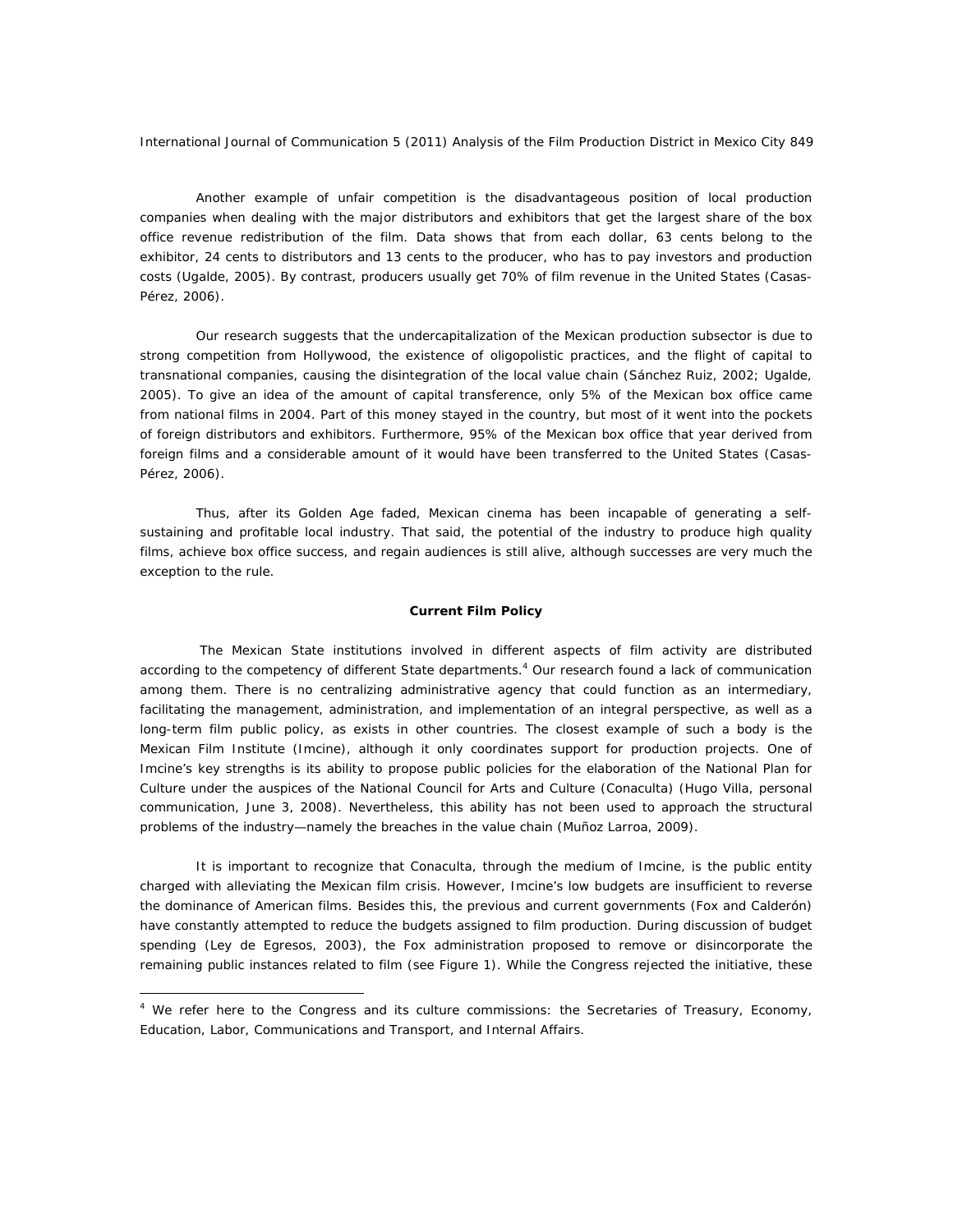Another example of unfair competition is the disadvantageous position of local production companies when dealing with the major distributors and exhibitors that get the largest share of the box office revenue redistribution of the film. Data shows that from each dollar, 63 cents belong to the exhibitor, 24 cents to distributors and 13 cents to the producer, who has to pay investors and production costs (Ugalde, 2005). By contrast, producers usually get 70% of film revenue in the United States (Casas-Pérez, 2006).

Our research suggests that the undercapitalization of the Mexican production subsector is due to strong competition from Hollywood, the existence of oligopolistic practices, and the flight of capital to transnational companies, causing the disintegration of the local value chain (Sánchez Ruiz, 2002; Ugalde, 2005). To give an idea of the amount of capital transference, only 5% of the Mexican box office came from national films in 2004. Part of this money stayed in the country, but most of it went into the pockets of foreign distributors and exhibitors. Furthermore, 95% of the Mexican box office that year derived from foreign films and a considerable amount of it would have been transferred to the United States (Casas-Pérez, 2006).

Thus, after its Golden Age faded, Mexican cinema has been incapable of generating a self-sustaining and profitable local industry. That said, the potential of the industry to produce high quality films, achieve box office success, and regain audiences is still alive, although successes are very much the exception to the rule.

## Current Film Policy

The Mexican State institutions involved in different aspects of film activity are distributed according to the competency of different State departments.[4] Our research found a lack of communication among them. There is no centralizing administrative agency that could function as an intermediary, facilitating the management, administration, and implementation of an integral perspective, as well as a long-term film public policy, as exists in other countries. The closest example of such a body is the Mexican Film Institute (Imcine), although it only coordinates support for production projects. One of Imcine's key strengths is its ability to propose public policies for the elaboration of the National Plan for Culture under the auspices of the National Council for Arts and Culture (Conaculta) (Hugo Villa, personal communication, June 3, 2008). Nevertheless, this ability has not been used to approach the structural problems of the industry—namely the breaches in the value chain (Muñoz Larroa, 2009).

It is important to recognize that Conaculta, through the medium of Imcine, is the public entity charged with alleviating the Mexican film crisis. However, Imcine's low budgets are insufficient to reverse the dominance of American films. Besides this, the previous and current governments (Fox and Calderón) have constantly attempted to reduce the budgets assigned to film production. During discussion of budget spending (Ley de Egresos, 2003), the Fox administration proposed to remove or disincorporate the remaining public instances related to film (see Figure 1). While the Congress rejected the initiative, these

[4] We refer here to the Congress and its culture commissions: the Secretaries of Treasury, Economy, Education, Labor, Communications and Transport, and Internal Affairs.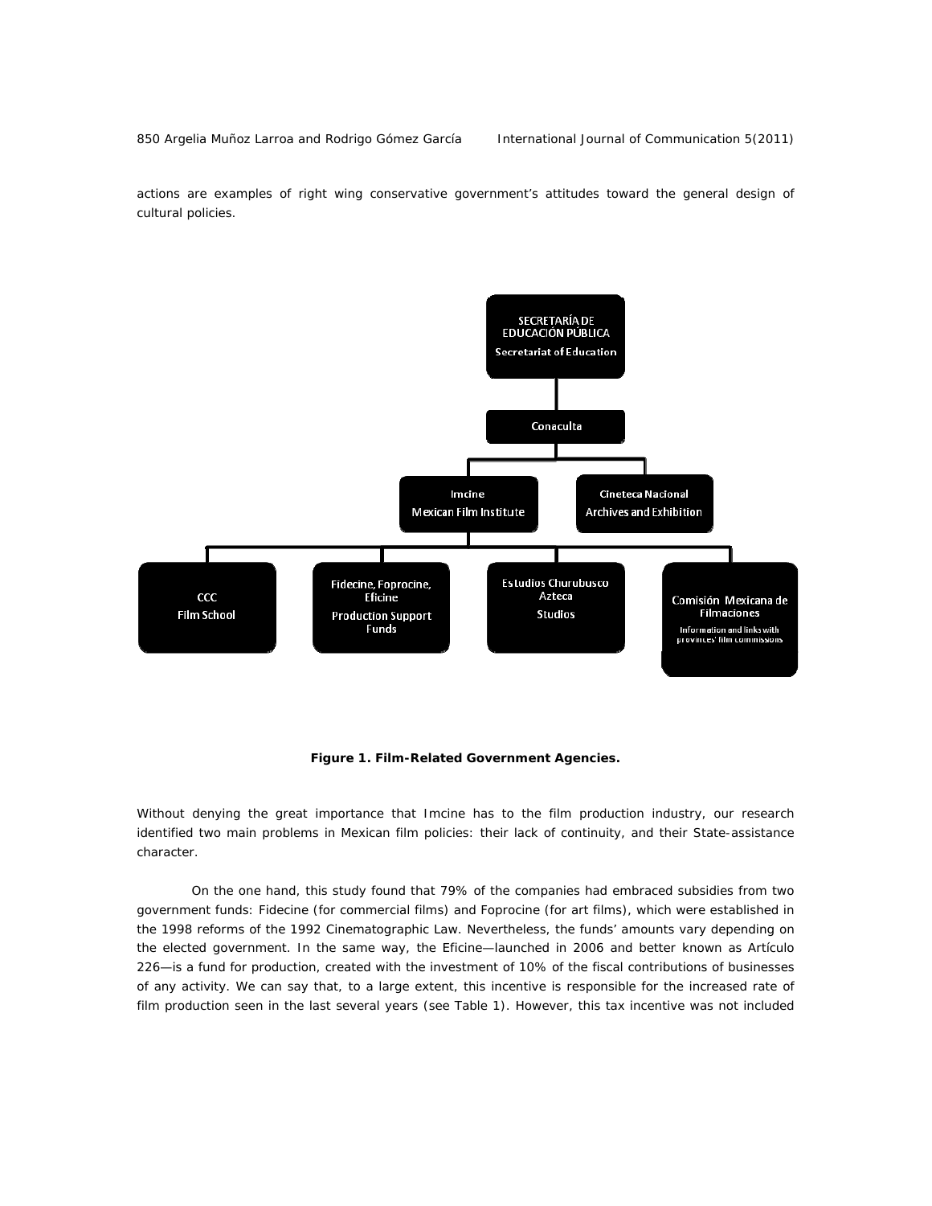actions are examples of right wing conservative government's attitudes toward the general design of cultural policies.

SECRETARÍA DE EDUCACIÓN PÚBLICA
Secretariat of Education

Conaculta

Imcine
Mexican Film Institute

Cineteca Nacional
Archives and Exhibition

CCC
Film School

Fidecine, Foprocine, Eficine
Production Support Funds

Estudios Churubusco Azteca
Studios

Comisión Mexicana de Filmaciones
Information and links with provinces' film commissions

**Figure 1. Film-Related Government Agencies.**

Without denying the great importance that Imcine has to the film production industry, our research identified two main problems in Mexican film policies: their lack of continuity, and their State-assistance character.

On the one hand, this study found that 79% of the companies had embraced subsidies from two government funds: Fidecine (for commercial films) and Foprocine (for art films), which were established in the 1998 reforms of the 1992 Cinematographic Law. Nevertheless, the funds' amounts vary depending on the elected government. In the same way, the Eficine—launched in 2006 and better known as Artículo 226—is a fund for production, created with the investment of 10% of the fiscal contributions of businesses of any activity. We can say that, to a large extent, this incentive is responsible for the increased rate of film production seen in the last several years (see Table 1). However, this tax incentive was not included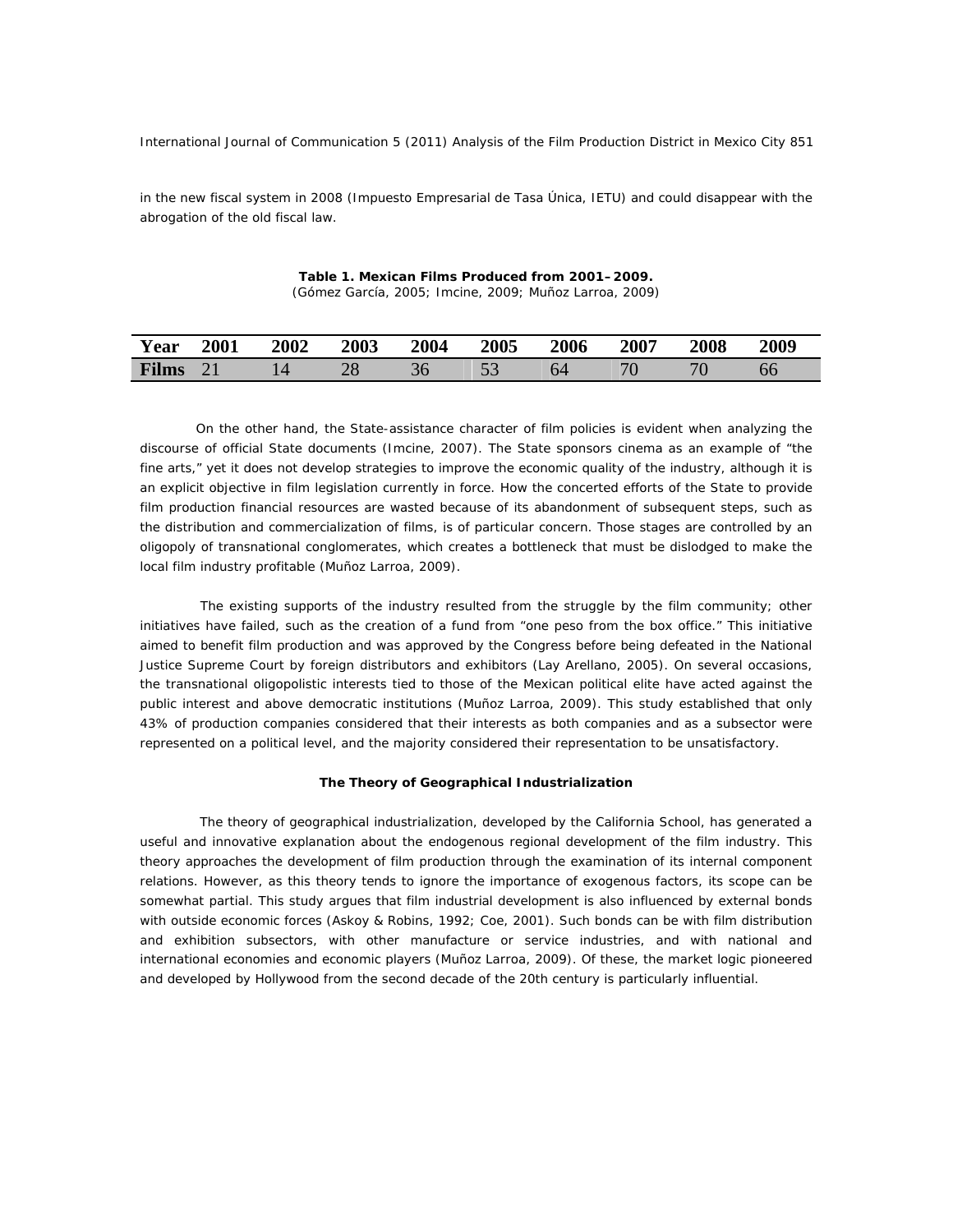in the new fiscal system in 2008 (Impuesto Empresarial de Tasa Única, IETU) and could disappear with the abrogation of the old fiscal law.

**Table 1. Mexican Films Produced from 2001–2009.**
(Gómez García, 2005; Imcine, 2009; Muñoz Larroa, 2009)

| Year | 2001 | 2002 | 2003 | 2004 | 2005 | 2006 | 2007 | 2008 | 2009 |
|---|---|---|---|---|---|---|---|---|---|
| Films | 21 | 14 | 28 | 36 | 53 | 64 | 70 | 70 | 66 |

On the other hand, the State-assistance character of film policies is evident when analyzing the discourse of official State documents (Imcine, 2007). The State sponsors cinema as an example of "the fine arts," yet it does not develop strategies to improve the economic quality of the industry, although it is an explicit objective in film legislation currently in force. How the concerted efforts of the State to provide film production financial resources are wasted because of its abandonment of subsequent steps, such as the distribution and commercialization of films, is of particular concern. Those stages are controlled by an oligopoly of transnational conglomerates, which creates a bottleneck that must be dislodged to make the local film industry profitable (Muñoz Larroa, 2009).

The existing supports of the industry resulted from the struggle by the film community; other initiatives have failed, such as the creation of a fund from "one peso from the box office." This initiative aimed to benefit film production and was approved by the Congress before being defeated in the National Justice Supreme Court by foreign distributors and exhibitors (Lay Arellano, 2005). On several occasions, the transnational oligopolistic interests tied to those of the Mexican political elite have acted against the public interest and above democratic institutions (Muñoz Larroa, 2009). This study established that only 43% of production companies considered that their interests as both companies and as a subsector were represented on a political level, and the majority considered their representation to be unsatisfactory.

### The Theory of Geographical Industrialization

The theory of geographical industrialization, developed by the California School, has generated a useful and innovative explanation about the endogenous regional development of the film industry. This theory approaches the development of film production through the examination of its internal component relations. However, as this theory tends to ignore the importance of exogenous factors, its scope can be somewhat partial. This study argues that film industrial development is also influenced by external bonds with outside economic forces (Askoy & Robins, 1992; Coe, 2001). Such bonds can be with film distribution and exhibition subsectors, with other manufacture or service industries, and with national and international economies and economic players (Muñoz Larroa, 2009). Of these, the market logic pioneered and developed by Hollywood from the second decade of the 20th century is particularly influential.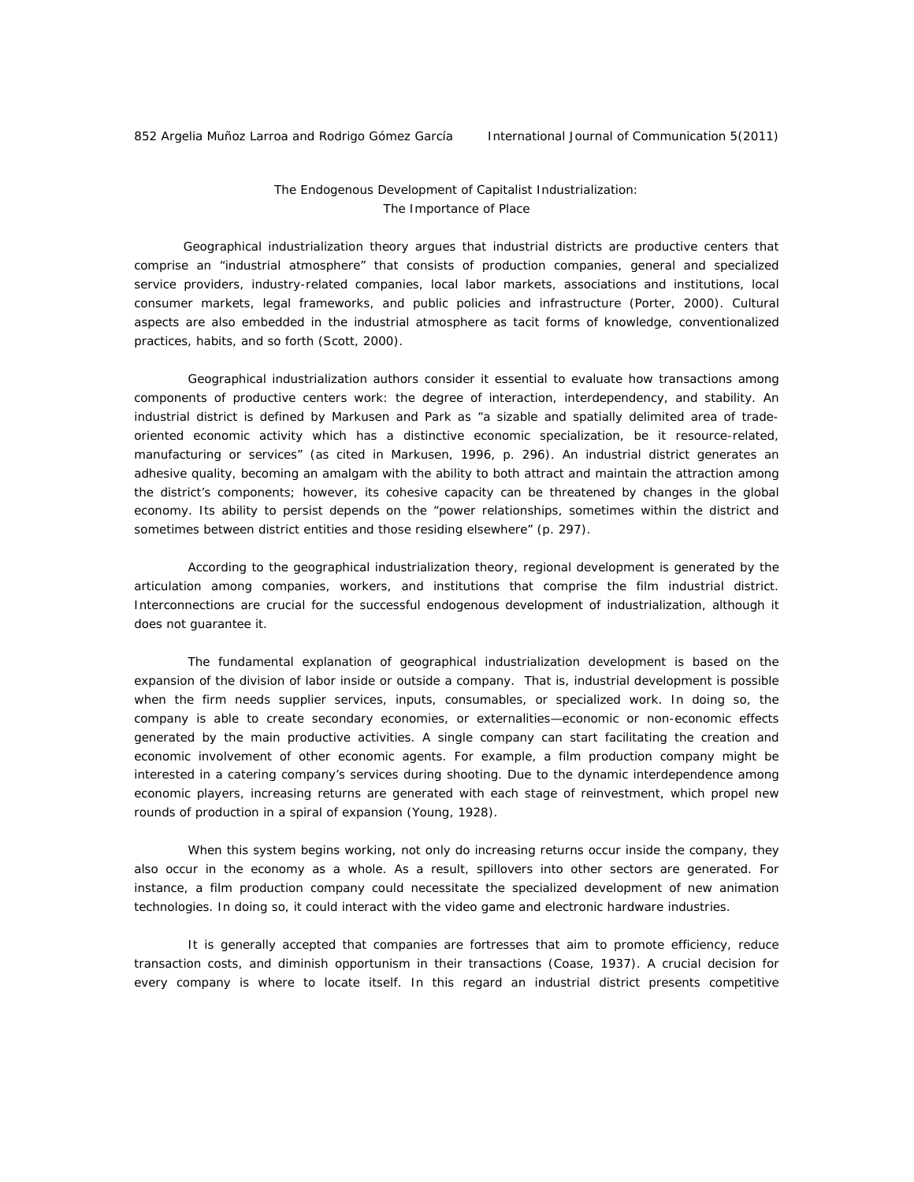## The Endogenous Development of Capitalist Industrialization: The Importance of Place

Geographical industrialization theory argues that industrial districts are productive centers that comprise an "industrial atmosphere" that consists of production companies, general and specialized service providers, industry-related companies, local labor markets, associations and institutions, local consumer markets, legal frameworks, and public policies and infrastructure (Porter, 2000). Cultural aspects are also embedded in the industrial atmosphere as tacit forms of knowledge, conventionalized practices, habits, and so forth (Scott, 2000).

Geographical industrialization authors consider it essential to evaluate how transactions among components of productive centers work: the degree of interaction, interdependency, and stability. An industrial district is defined by Markusen and Park as "a sizable and spatially delimited area of trade-oriented economic activity which has a distinctive economic specialization, be it resource-related, manufacturing or services" (as cited in Markusen, 1996, p. 296). An industrial district generates an adhesive quality, becoming an amalgam with the ability to both attract and maintain the attraction among the district's components; however, its cohesive capacity can be threatened by changes in the global economy. Its ability to persist depends on the "power relationships, sometimes within the district and sometimes between district entities and those residing elsewhere" (p. 297).

According to the geographical industrialization theory, regional development is generated by the articulation among companies, workers, and institutions that comprise the film industrial district. Interconnections are crucial for the successful endogenous development of industrialization, although it does not guarantee it.

The fundamental explanation of geographical industrialization development is based on the expansion of the division of labor inside or outside a company. That is, industrial development is possible when the firm needs supplier services, inputs, consumables, or specialized work. In doing so, the company is able to create secondary economies, or externalities—economic or non-economic effects generated by the main productive activities. A single company can start facilitating the creation and economic involvement of other economic agents. For example, a film production company might be interested in a catering company's services during shooting. Due to the dynamic interdependence among economic players, increasing returns are generated with each stage of reinvestment, which propel new rounds of production in a spiral of expansion (Young, 1928).

When this system begins working, not only do increasing returns occur inside the company, they also occur in the economy as a whole. As a result, spillovers into other sectors are generated. For instance, a film production company could necessitate the specialized development of new animation technologies. In doing so, it could interact with the video game and electronic hardware industries.

It is generally accepted that companies are fortresses that aim to promote efficiency, reduce transaction costs, and diminish opportunism in their transactions (Coase, 1937). A crucial decision for every company is where to locate itself. In this regard an industrial district presents competitive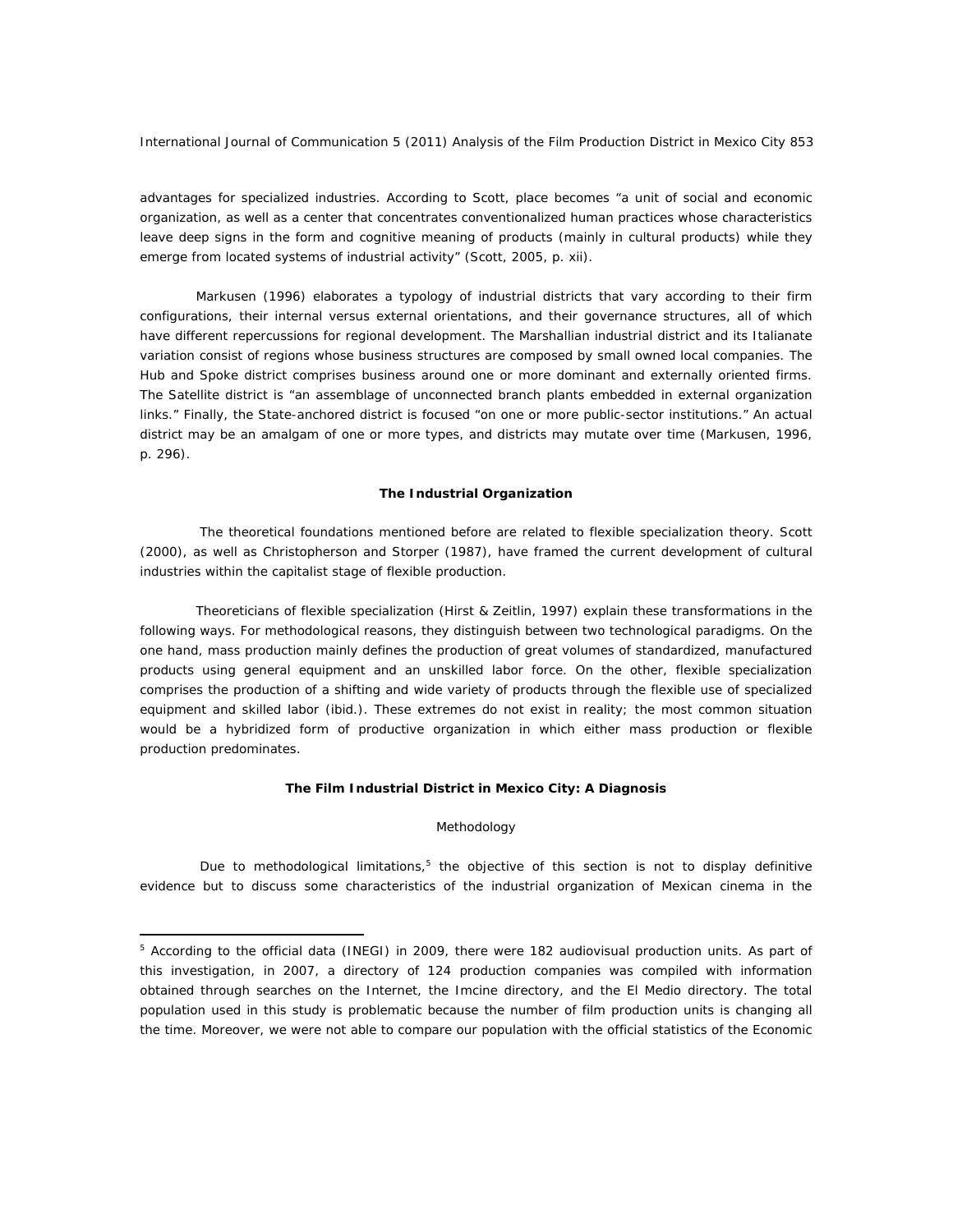advantages for specialized industries. According to Scott, place becomes "a unit of social and economic organization, as well as a center that concentrates conventionalized human practices whose characteristics leave deep signs in the form and cognitive meaning of products (mainly in cultural products) while they emerge from located systems of industrial activity" (Scott, 2005, p. xii).

Markusen (1996) elaborates a typology of industrial districts that vary according to their firm configurations, their internal versus external orientations, and their governance structures, all of which have different repercussions for regional development. The Marshallian industrial district and its Italianate variation consist of regions whose business structures are composed by small owned local companies. The Hub and Spoke district comprises business around one or more dominant and externally oriented firms. The Satellite district is "an assemblage of unconnected branch plants embedded in external organization links." Finally, the State-anchored district is focused "on one or more public-sector institutions." An actual district may be an amalgam of one or more types, and districts may mutate over time (Markusen, 1996, p. 296).

### The Industrial Organization

The theoretical foundations mentioned before are related to flexible specialization theory. Scott (2000), as well as Christopherson and Storper (1987), have framed the current development of cultural industries within the capitalist stage of flexible production.

Theoreticians of flexible specialization (Hirst & Zeitlin, 1997) explain these transformations in the following ways. For methodological reasons, they distinguish between two technological paradigms. On the one hand, mass production mainly defines the production of great volumes of standardized, manufactured products using general equipment and an unskilled labor force. On the other, flexible specialization comprises the production of a shifting and wide variety of products through the flexible use of specialized equipment and skilled labor (ibid.). These extremes do not exist in reality; the most common situation would be a hybridized form of productive organization in which either mass production or flexible production predominates.

### The Film Industrial District in Mexico City: A Diagnosis

#### Methodology

Due to methodological limitations,[5] the objective of this section is not to display definitive evidence but to discuss some characteristics of the industrial organization of Mexican cinema in the

---

[5] According to the official data (INEGI) in 2009, there were 182 audiovisual production units. As part of this investigation, in 2007, a directory of 124 production companies was compiled with information obtained through searches on the Internet, the Imcine directory, and the El Medio directory. The total population used in this study is problematic because the number of film production units is changing all the time. Moreover, we were not able to compare our population with the official statistics of the Economic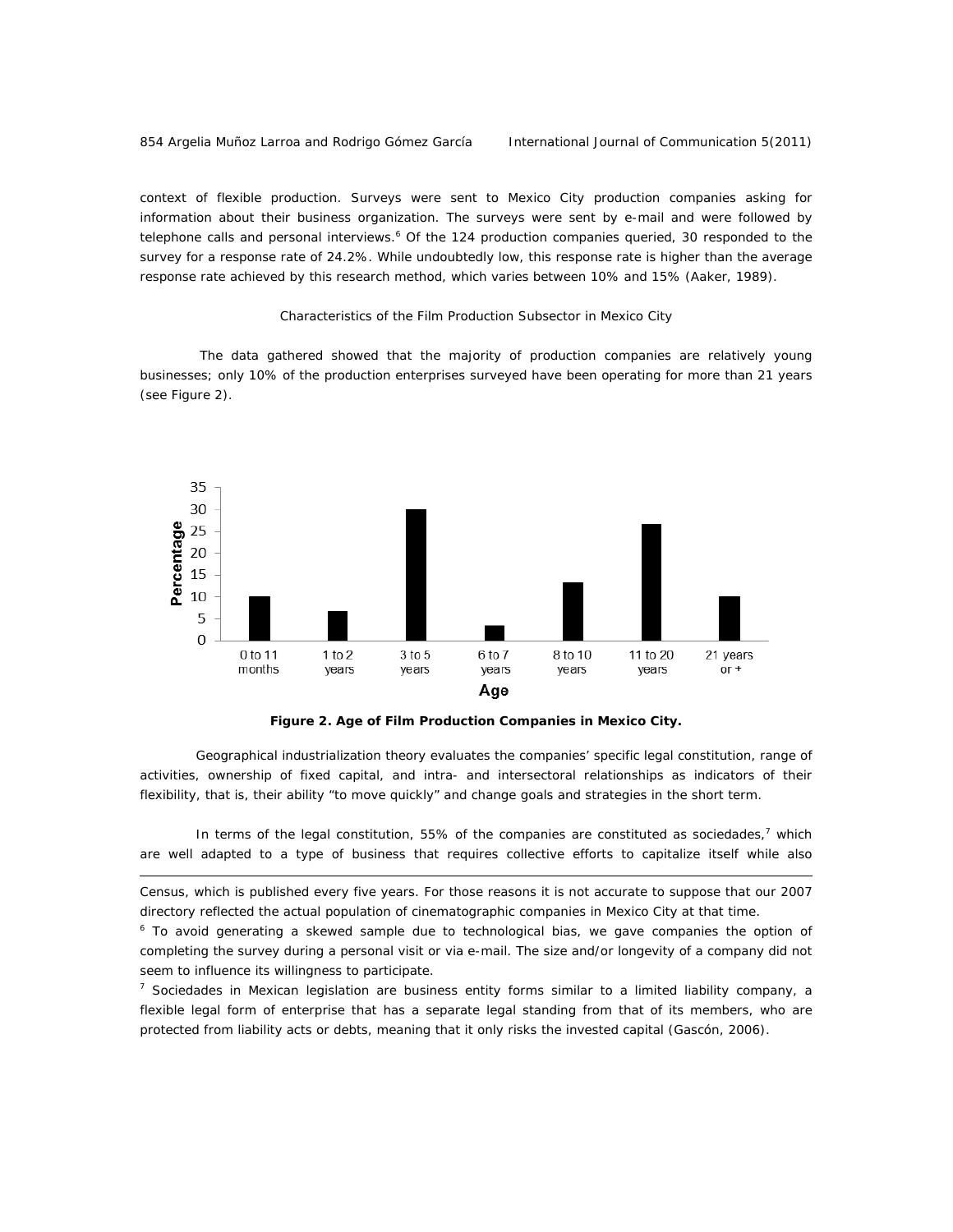context of flexible production. Surveys were sent to Mexico City production companies asking for information about their business organization. The surveys were sent by e-mail and were followed by telephone calls and personal interviews.[6] Of the 124 production companies queried, 30 responded to the survey for a response rate of 24.2%. While undoubtedly low, this response rate is higher than the average response rate achieved by this research method, which varies between 10% and 15% (Aaker, 1989).

## Characteristics of the Film Production Subsector in Mexico City

The data gathered showed that the majority of production companies are relatively young businesses; only 10% of the production enterprises surveyed have been operating for more than 21 years (see Figure 2).

**Figure 2. Age of Film Production Companies in Mexico City.**

Geographical industrialization theory evaluates the companies' specific legal constitution, range of activities, ownership of fixed capital, and intra- and intersectoral relationships as indicators of their flexibility, that is, their ability "to move quickly" and change goals and strategies in the short term.

In terms of the legal constitution, 55% of the companies are constituted as sociedades,[7] which are well adapted to a type of business that requires collective efforts to capitalize itself while also

---

Census, which is published every five years. For those reasons it is not accurate to suppose that our 2007 directory reflected the actual population of cinematographic companies in Mexico City at that time.

[6] To avoid generating a skewed sample due to technological bias, we gave companies the option of completing the survey during a personal visit or via e-mail. The size and/or longevity of a company did not seem to influence its willingness to participate.

[7] Sociedades in Mexican legislation are business entity forms similar to a limited liability company, a flexible legal form of enterprise that has a separate legal standing from that of its members, who are protected from liability acts or debts, meaning that it only risks the invested capital (Gascón, 2006).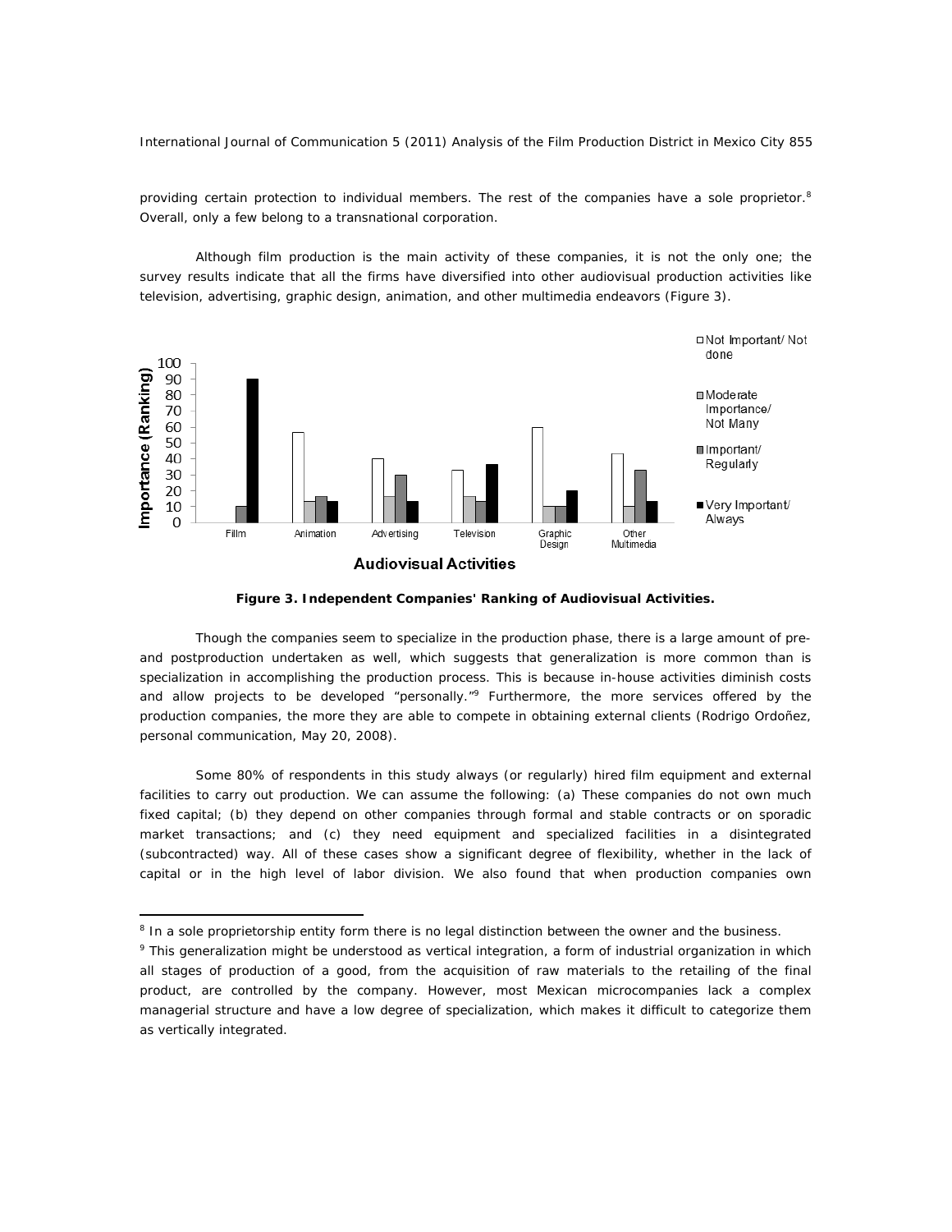providing certain protection to individual members. The rest of the companies have a sole proprietor.[8] Overall, only a few belong to a transnational corporation.

Although film production is the main activity of these companies, it is not the only one; the survey results indicate that all the firms have diversified into other audiovisual production activities like television, advertising, graphic design, animation, and other multimedia endeavors (Figure 3).

**Figure 3. Independent Companies' Ranking of Audiovisual Activities.**

Though the companies seem to specialize in the production phase, there is a large amount of pre- and postproduction undertaken as well, which suggests that generalization is more common than is specialization in accomplishing the production process. This is because in-house activities diminish costs and allow projects to be developed "personally."[9] Furthermore, the more services offered by the production companies, the more they are able to compete in obtaining external clients (Rodrigo Ordoñez, personal communication, May 20, 2008).

Some 80% of respondents in this study always (or regularly) hired film equipment and external facilities to carry out production. We can assume the following: (a) These companies do not own much fixed capital; (b) they depend on other companies through formal and stable contracts or on sporadic market transactions; and (c) they need equipment and specialized facilities in a disintegrated (subcontracted) way. All of these cases show a significant degree of flexibility, whether in the lack of capital or in the high level of labor division. We also found that when production companies own

---

[8] In a sole proprietorship entity form there is no legal distinction between the owner and the business.

[9] This generalization might be understood as vertical integration, a form of industrial organization in which all stages of production of a good, from the acquisition of raw materials to the retailing of the final product, are controlled by the company. However, most Mexican microcompanies lack a complex managerial structure and have a low degree of specialization, which makes it difficult to categorize them as vertically integrated.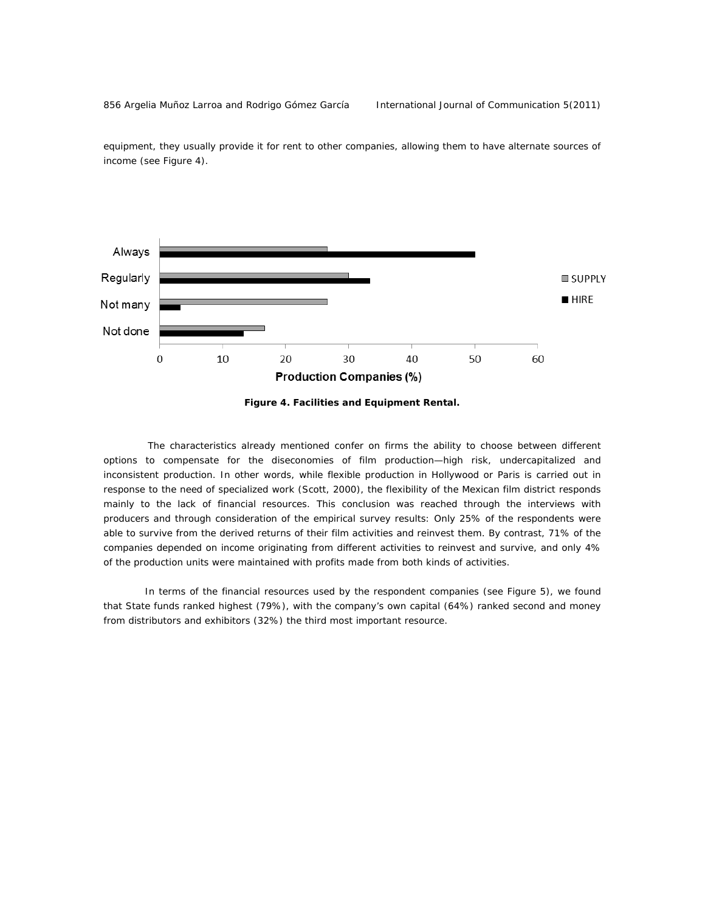equipment, they usually provide it for rent to other companies, allowing them to have alternate sources of income (see Figure 4).

**Figure 4. Facilities and Equipment Rental.**

The characteristics already mentioned confer on firms the ability to choose between different options to compensate for the diseconomies of film production—high risk, undercapitalized and inconsistent production. In other words, while flexible production in Hollywood or Paris is carried out in response to the need of specialized work (Scott, 2000), the flexibility of the Mexican film district responds mainly to the lack of financial resources. This conclusion was reached through the interviews with producers and through consideration of the empirical survey results: Only 25% of the respondents were able to survive from the derived returns of their film activities and reinvest them. By contrast, 71% of the companies depended on income originating from different activities to reinvest and survive, and only 4% of the production units were maintained with profits made from both kinds of activities.

In terms of the financial resources used by the respondent companies (see Figure 5), we found that State funds ranked highest (79%), with the company's own capital (64%) ranked second and money from distributors and exhibitors (32%) the third most important resource.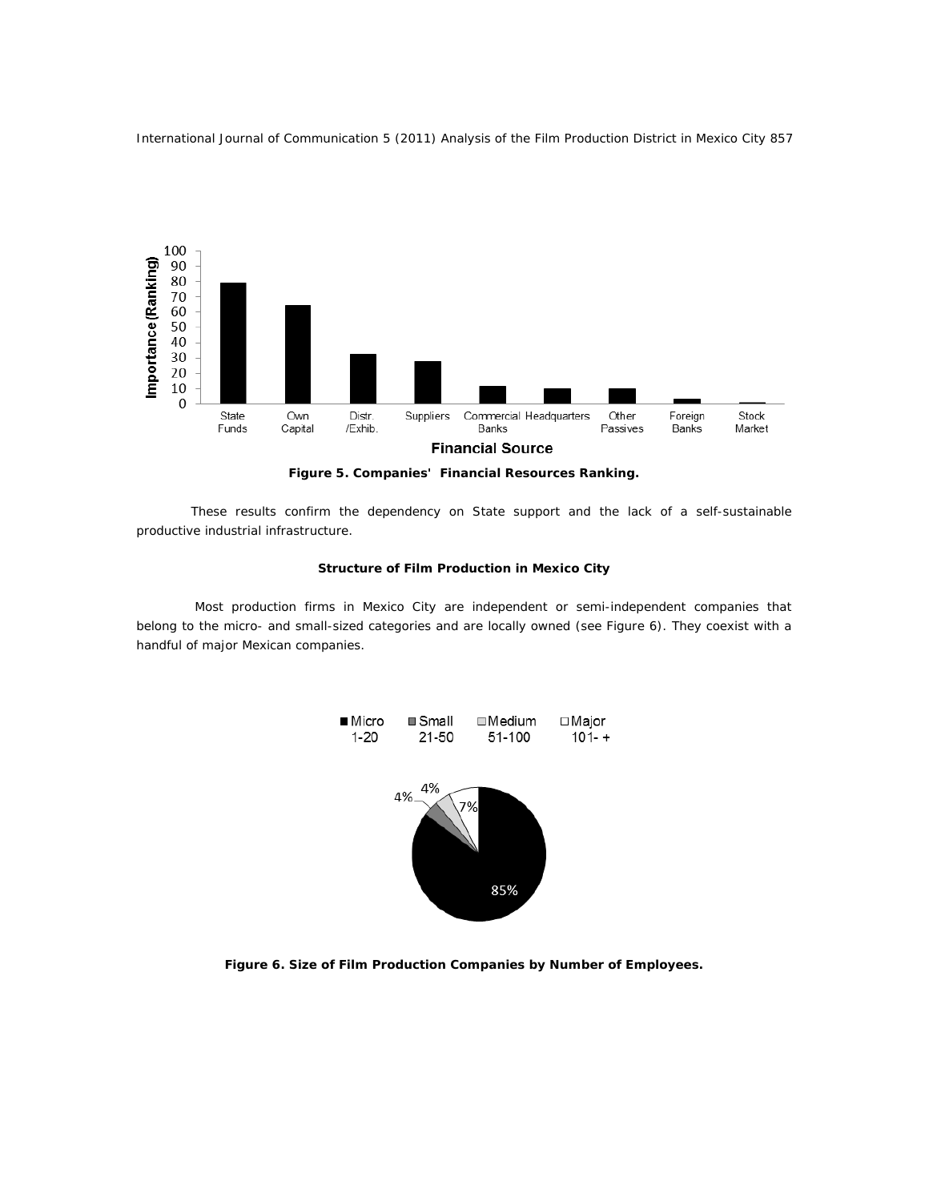**Figure 5. Companies' Financial Resources Ranking.**

These results confirm the dependency on State support and the lack of a self-sustainable productive industrial infrastructure.

### Structure of Film Production in Mexico City

Most production firms in Mexico City are independent or semi-independent companies that belong to the micro- and small-sized categories and are locally owned (see Figure 6). They coexist with a handful of major Mexican companies.

**Figure 6. Size of Film Production Companies by Number of Employees.**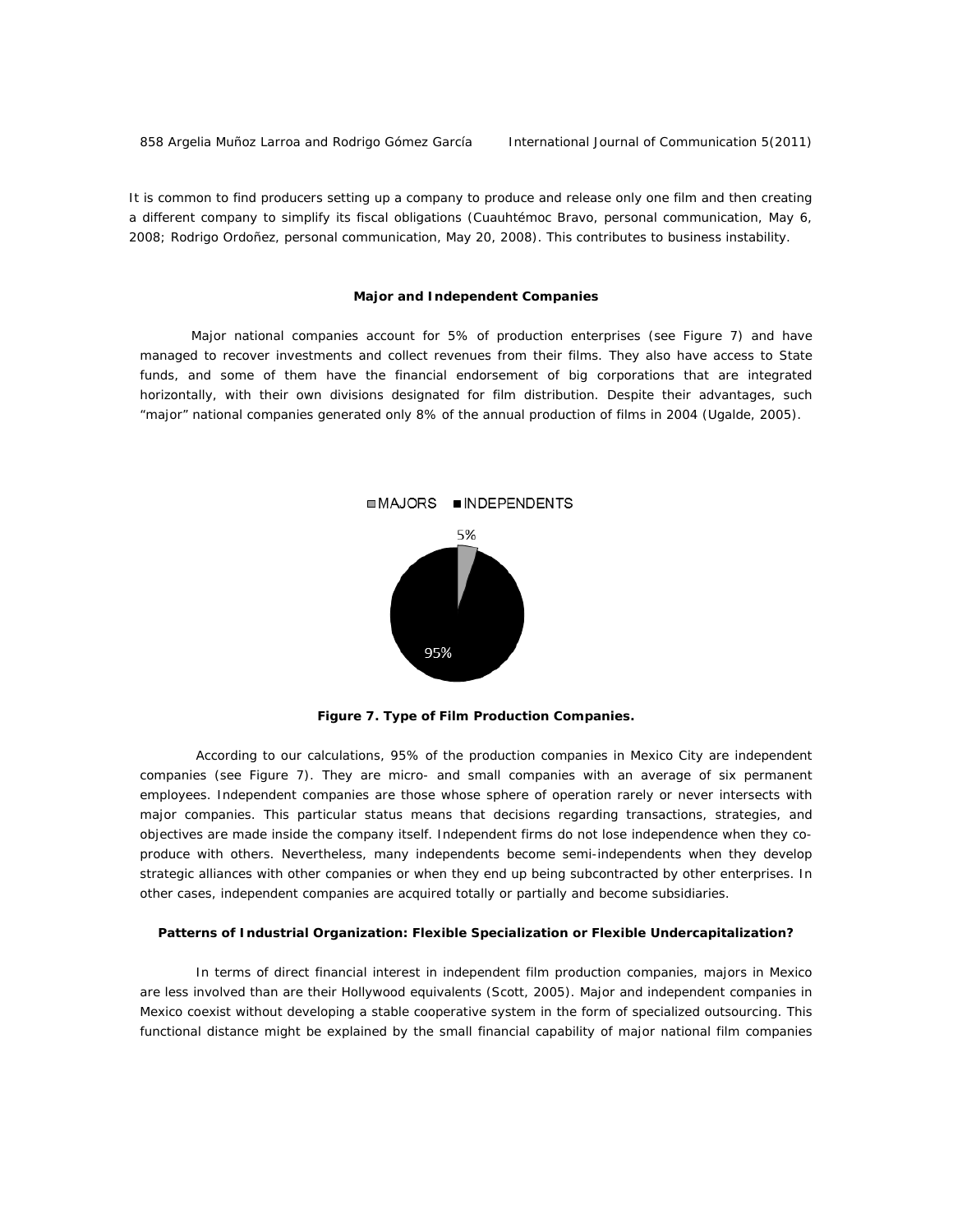It is common to find producers setting up a company to produce and release only one film and then creating a different company to simplify its fiscal obligations (Cuauhtémoc Bravo, personal communication, May 6, 2008; Rodrigo Ordoñez, personal communication, May 20, 2008). This contributes to business instability.

### Major and Independent Companies

Major national companies account for 5% of production enterprises (see Figure 7) and have managed to recover investments and collect revenues from their films. They also have access to State funds, and some of them have the financial endorsement of big corporations that are integrated horizontally, with their own divisions designated for film distribution. Despite their advantages, such "major" national companies generated only 8% of the annual production of films in 2004 (Ugalde, 2005).

**Figure 7. Type of Film Production Companies.**

According to our calculations, 95% of the production companies in Mexico City are independent companies (see Figure 7). They are micro- and small companies with an average of six permanent employees. Independent companies are those whose sphere of operation rarely or never intersects with major companies. This particular status means that decisions regarding transactions, strategies, and objectives are made inside the company itself. Independent firms do not lose independence when they co-produce with others. Nevertheless, many independents become semi-independents when they develop strategic alliances with other companies or when they end up being subcontracted by other enterprises. In other cases, independent companies are acquired totally or partially and become subsidiaries.

### Patterns of Industrial Organization: Flexible Specialization or Flexible Undercapitalization?

In terms of direct financial interest in independent film production companies, majors in Mexico are less involved than are their Hollywood equivalents (Scott, 2005). Major and independent companies in Mexico coexist without developing a stable cooperative system in the form of specialized outsourcing. This functional distance might be explained by the small financial capability of major national film companies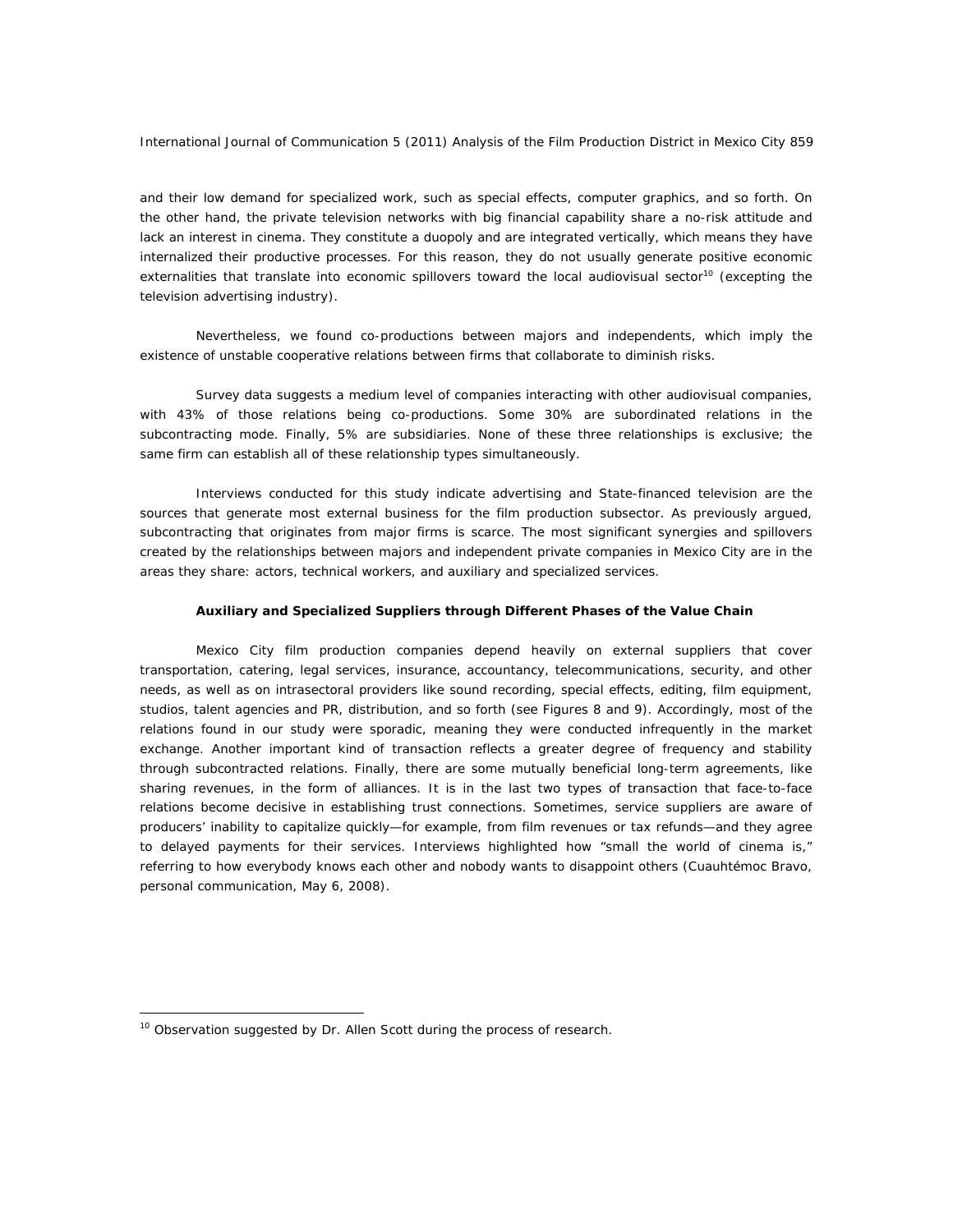and their low demand for specialized work, such as special effects, computer graphics, and so forth. On the other hand, the private television networks with big financial capability share a no-risk attitude and lack an interest in cinema. They constitute a duopoly and are integrated vertically, which means they have internalized their productive processes. For this reason, they do not usually generate positive economic externalities that translate into economic spillovers toward the local audiovisual sector[10] (excepting the television advertising industry).

Nevertheless, we found co-productions between majors and independents, which imply the existence of unstable cooperative relations between firms that collaborate to diminish risks.

Survey data suggests a medium level of companies interacting with other audiovisual companies, with 43% of those relations being co-productions. Some 30% are subordinated relations in the subcontracting mode. Finally, 5% are subsidiaries. None of these three relationships is exclusive; the same firm can establish all of these relationship types simultaneously.

Interviews conducted for this study indicate advertising and State-financed television are the sources that generate most external business for the film production subsector. As previously argued, subcontracting that originates from major firms is scarce. The most significant synergies and spillovers created by the relationships between majors and independent private companies in Mexico City are in the areas they share: actors, technical workers, and auxiliary and specialized services.

### Auxiliary and Specialized Suppliers through Different Phases of the Value Chain

Mexico City film production companies depend heavily on external suppliers that cover transportation, catering, legal services, insurance, accountancy, telecommunications, security, and other needs, as well as on intrasectoral providers like sound recording, special effects, editing, film equipment, studios, talent agencies and PR, distribution, and so forth (see Figures 8 and 9). Accordingly, most of the relations found in our study were sporadic, meaning they were conducted infrequently in the market exchange. Another important kind of transaction reflects a greater degree of frequency and stability through subcontracted relations. Finally, there are some mutually beneficial long-term agreements, like sharing revenues, in the form of alliances. It is in the last two types of transaction that face-to-face relations become decisive in establishing trust connections. Sometimes, service suppliers are aware of producers' inability to capitalize quickly—for example, from film revenues or tax refunds—and they agree to delayed payments for their services. Interviews highlighted how "small the world of cinema is," referring to how everybody knows each other and nobody wants to disappoint others (Cuauhtémoc Bravo, personal communication, May 6, 2008).

[10] Observation suggested by Dr. Allen Scott during the process of research.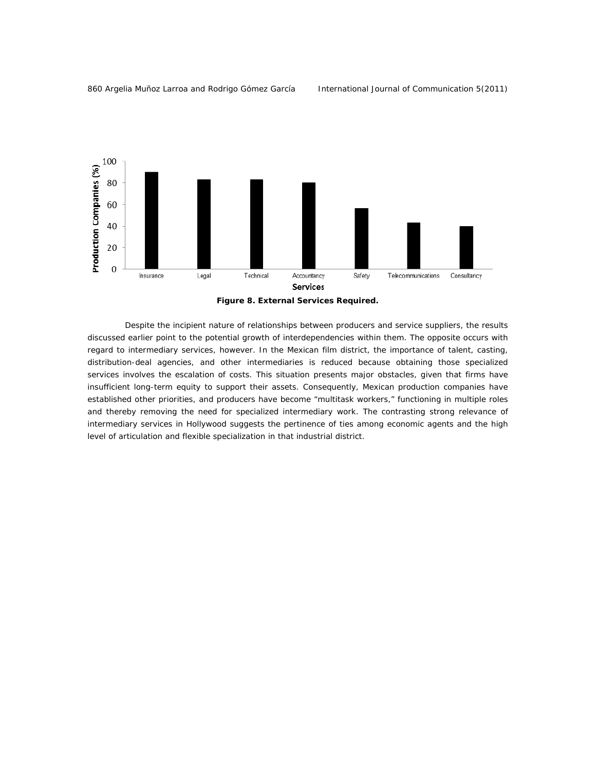**Figure 8. External Services Required.**

Despite the incipient nature of relationships between producers and service suppliers, the results discussed earlier point to the potential growth of interdependencies within them. The opposite occurs with regard to intermediary services, however. In the Mexican film district, the importance of talent, casting, distribution-deal agencies, and other intermediaries is reduced because obtaining those specialized services involves the escalation of costs. This situation presents major obstacles, given that firms have insufficient long-term equity to support their assets. Consequently, Mexican production companies have established other priorities, and producers have become "multitask workers," functioning in multiple roles and thereby removing the need for specialized intermediary work. The contrasting strong relevance of intermediary services in Hollywood suggests the pertinence of ties among economic agents and the high level of articulation and flexible specialization in that industrial district.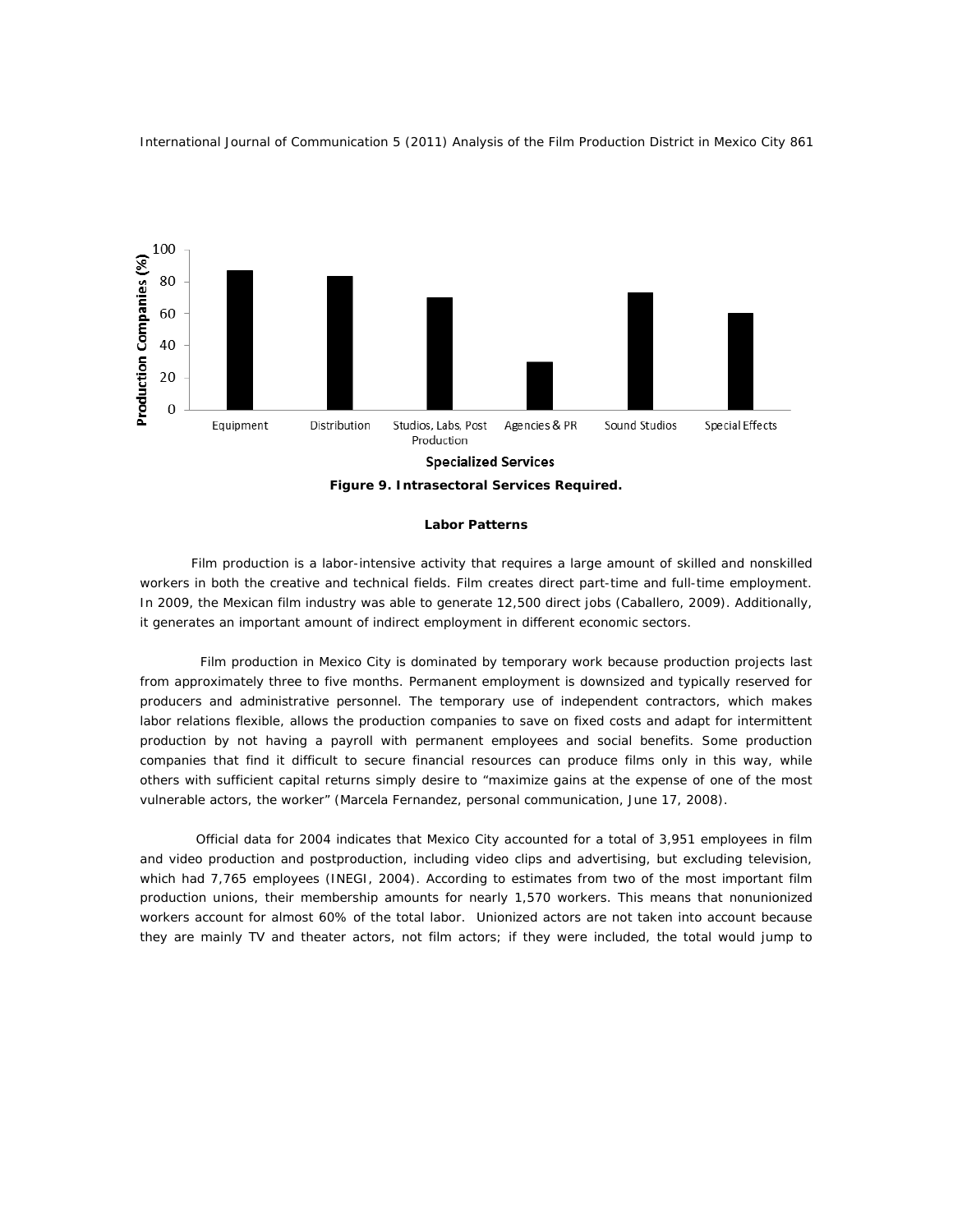**Figure 9. Intrasectoral Services Required.**

### Labor Patterns

Film production is a labor-intensive activity that requires a large amount of skilled and nonskilled workers in both the creative and technical fields. Film creates direct part-time and full-time employment. In 2009, the Mexican film industry was able to generate 12,500 direct jobs (Caballero, 2009). Additionally, it generates an important amount of indirect employment in different economic sectors.

Film production in Mexico City is dominated by temporary work because production projects last from approximately three to five months. Permanent employment is downsized and typically reserved for producers and administrative personnel. The temporary use of independent contractors, which makes labor relations flexible, allows the production companies to save on fixed costs and adapt for intermittent production by not having a payroll with permanent employees and social benefits. Some production companies that find it difficult to secure financial resources can produce films only in this way, while others with sufficient capital returns simply desire to "maximize gains at the expense of one of the most vulnerable actors, the worker" (Marcela Fernandez, personal communication, June 17, 2008).

Official data for 2004 indicates that Mexico City accounted for a total of 3,951 employees in film and video production and postproduction, including video clips and advertising, but excluding television, which had 7,765 employees (INEGI, 2004). According to estimates from two of the most important film production unions, their membership amounts for nearly 1,570 workers. This means that nonunionized workers account for almost 60% of the total labor. Unionized actors are not taken into account because they are mainly TV and theater actors, not film actors; if they were included, the total would jump to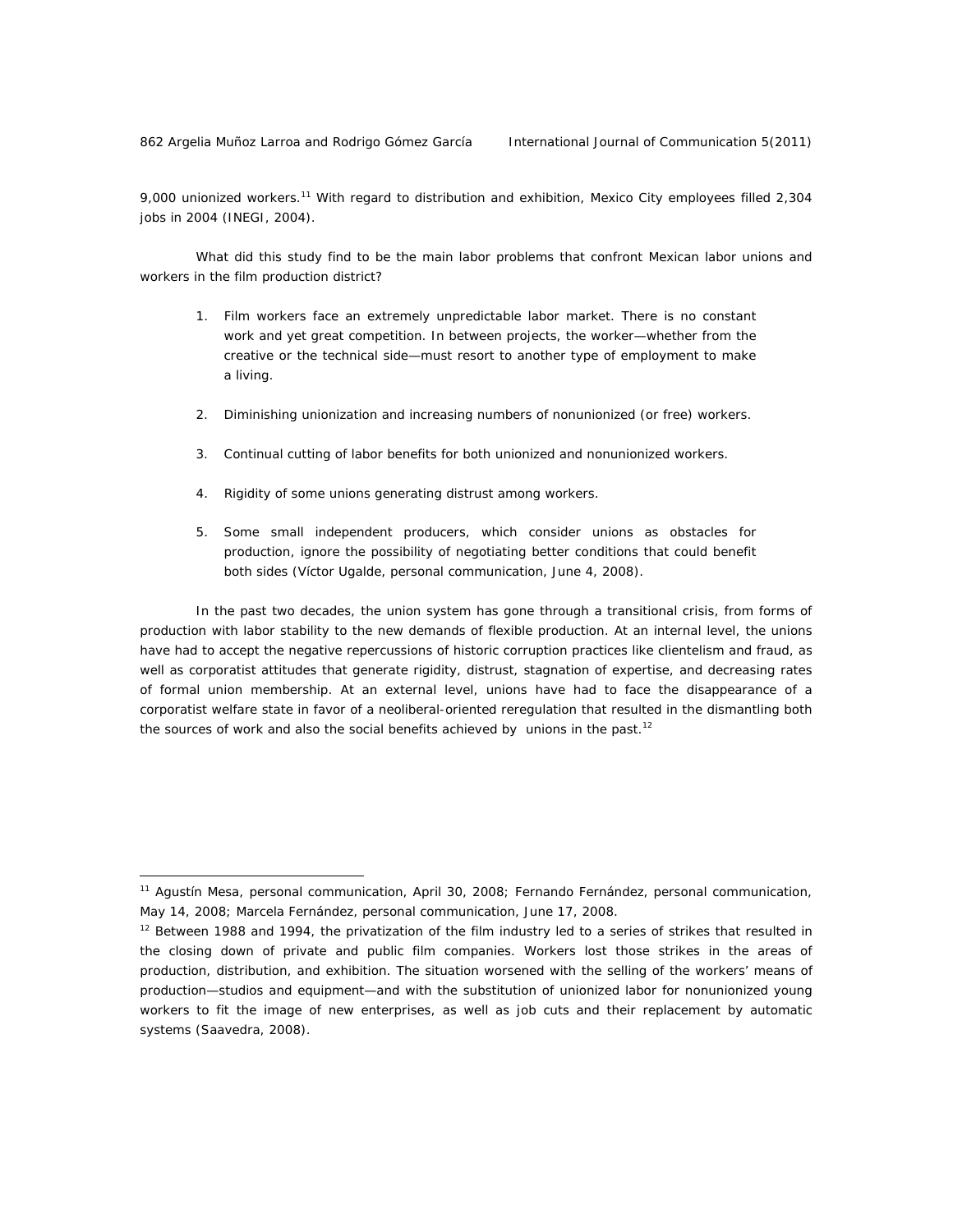9,000 unionized workers.[11] With regard to distribution and exhibition, Mexico City employees filled 2,304 jobs in 2004 (INEGI, 2004).

What did this study find to be the main labor problems that confront Mexican labor unions and workers in the film production district?

1. Film workers face an extremely unpredictable labor market. There is no constant work and yet great competition. In between projects, the worker—whether from the creative or the technical side—must resort to another type of employment to make a living.

2. Diminishing unionization and increasing numbers of nonunionized (or free) workers.

3. Continual cutting of labor benefits for both unionized and nonunionized workers.

4. Rigidity of some unions generating distrust among workers.

5. Some small independent producers, which consider unions as obstacles for production, ignore the possibility of negotiating better conditions that could benefit both sides (Víctor Ugalde, personal communication, June 4, 2008).

In the past two decades, the union system has gone through a transitional crisis, from forms of production with labor stability to the new demands of flexible production. At an internal level, the unions have had to accept the negative repercussions of historic corruption practices like clientelism and fraud, as well as corporatist attitudes that generate rigidity, distrust, stagnation of expertise, and decreasing rates of formal union membership. At an external level, unions have had to face the disappearance of a corporatist welfare state in favor of a neoliberal-oriented reregulation that resulted in the dismantling both the sources of work and also the social benefits achieved by unions in the past.[12]

---

[11] Agustín Mesa, personal communication, April 30, 2008; Fernando Fernández, personal communication, May 14, 2008; Marcela Fernández, personal communication, June 17, 2008.

[12] Between 1988 and 1994, the privatization of the film industry led to a series of strikes that resulted in the closing down of private and public film companies. Workers lost those strikes in the areas of production, distribution, and exhibition. The situation worsened with the selling of the workers' means of production—studios and equipment—and with the substitution of unionized labor for nonunionized young workers to fit the image of new enterprises, as well as job cuts and their replacement by automatic systems (Saavedra, 2008).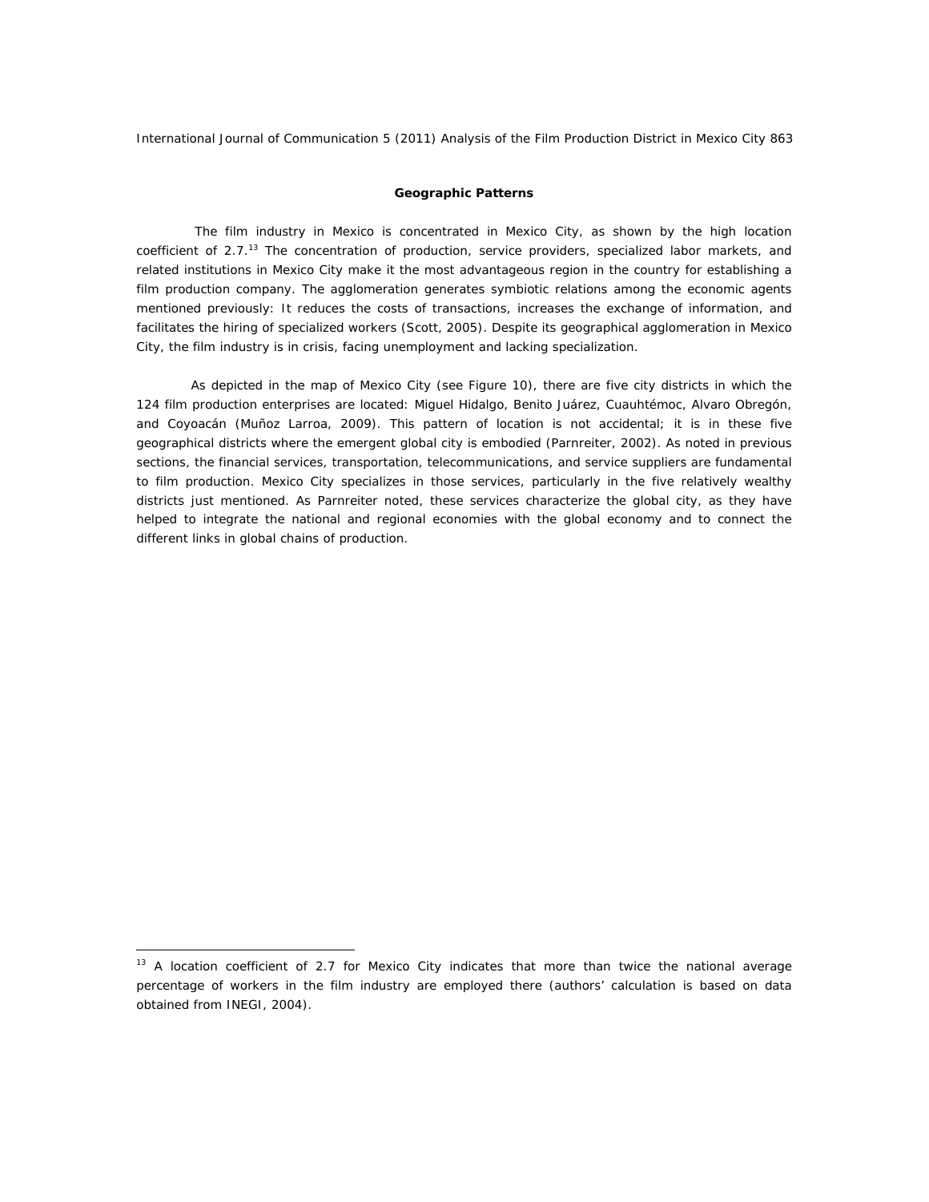### Geographic Patterns

The film industry in Mexico is concentrated in Mexico City, as shown by the high location coefficient of 2.7.[13] The concentration of production, service providers, specialized labor markets, and related institutions in Mexico City make it the most advantageous region in the country for establishing a film production company. The agglomeration generates symbiotic relations among the economic agents mentioned previously: It reduces the costs of transactions, increases the exchange of information, and facilitates the hiring of specialized workers (Scott, 2005). Despite its geographical agglomeration in Mexico City, the film industry is in crisis, facing unemployment and lacking specialization.

As depicted in the map of Mexico City (see Figure 10), there are five city districts in which the 124 film production enterprises are located: Miguel Hidalgo, Benito Juárez, Cuauhtémoc, Alvaro Obregón, and Coyoacán (Muñoz Larroa, 2009). This pattern of location is not accidental; it is in these five geographical districts where the emergent global city is embodied (Parnreiter, 2002). As noted in previous sections, the financial services, transportation, telecommunications, and service suppliers are fundamental to film production. Mexico City specializes in those services, particularly in the five relatively wealthy districts just mentioned. As Parnreiter noted, these services characterize the global city, as they have helped to integrate the national and regional economies with the global economy and to connect the different links in global chains of production.

---

[13] A location coefficient of 2.7 for Mexico City indicates that more than twice the national average percentage of workers in the film industry are employed there (authors' calculation is based on data obtained from INEGI, 2004).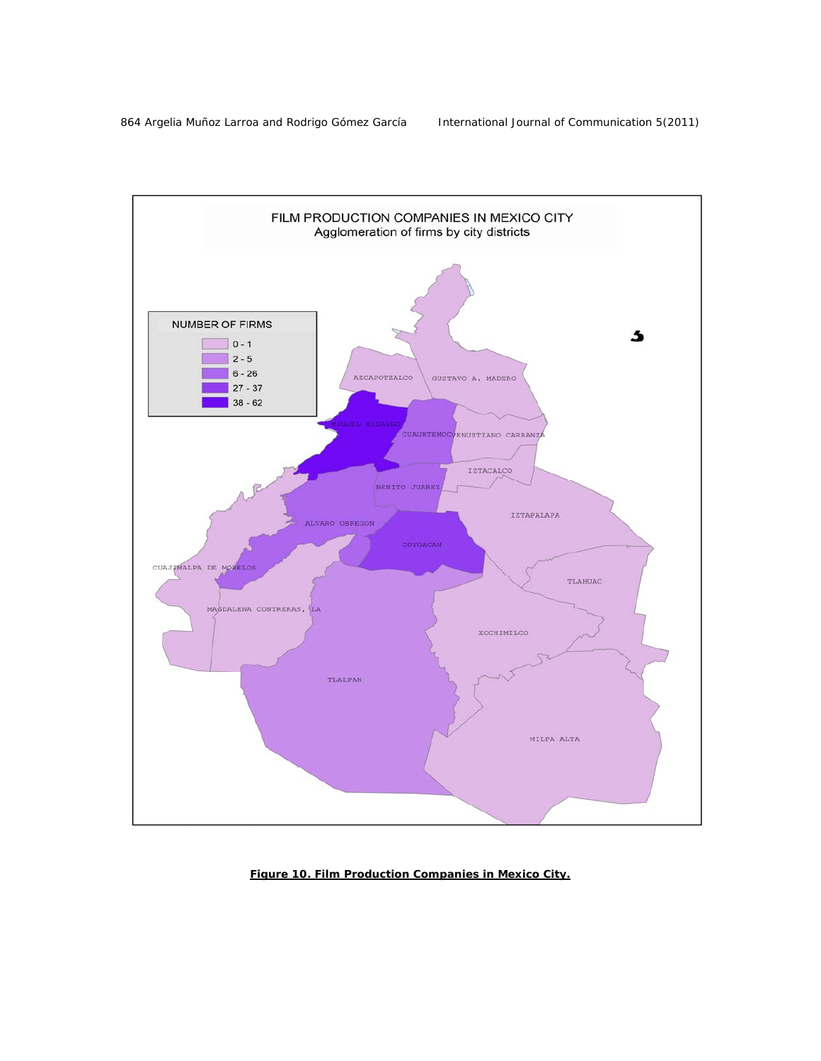**Figure 10. Film Production Companies in Mexico City.**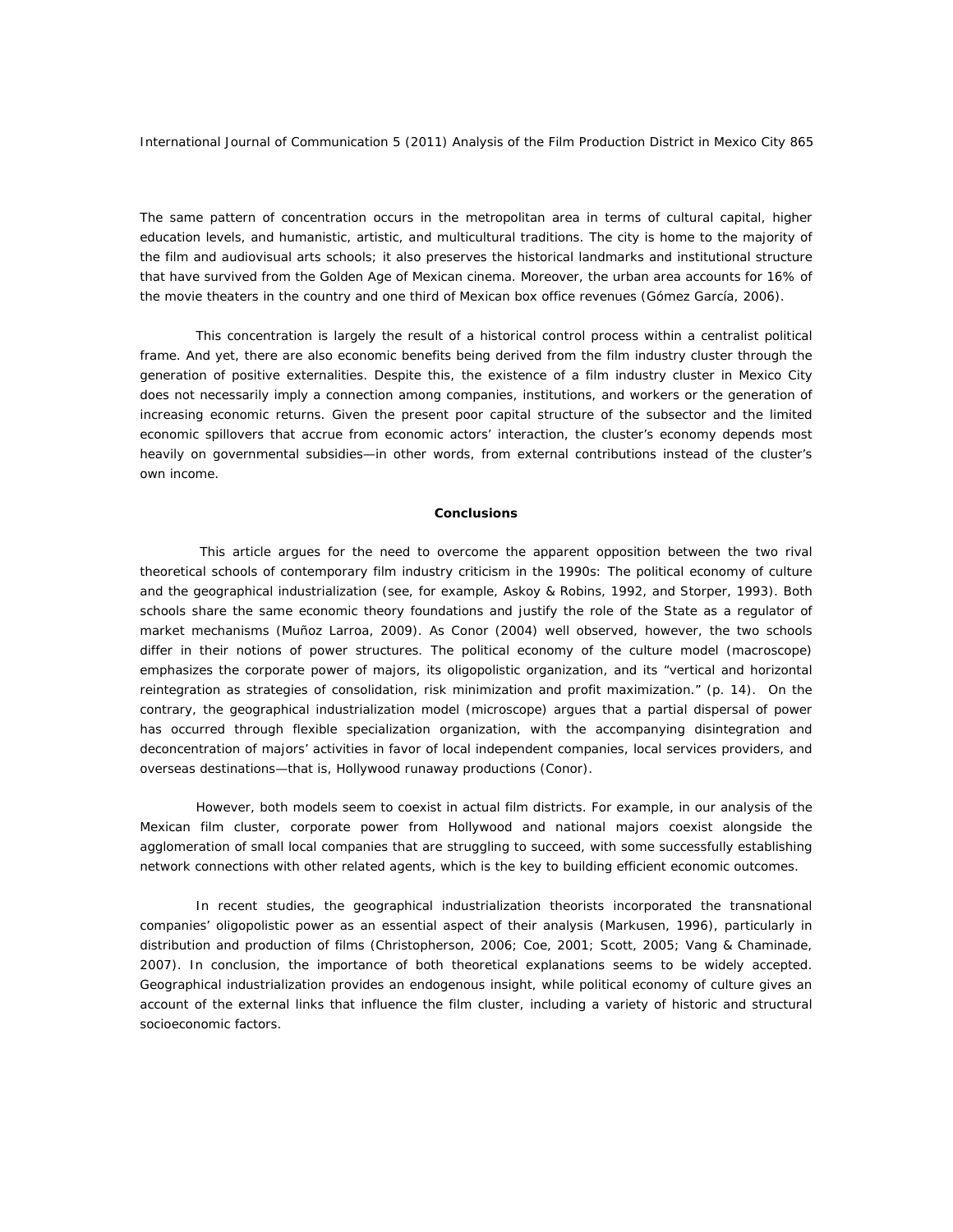The same pattern of concentration occurs in the metropolitan area in terms of cultural capital, higher education levels, and humanistic, artistic, and multicultural traditions. The city is home to the majority of the film and audiovisual arts schools; it also preserves the historical landmarks and institutional structure that have survived from the Golden Age of Mexican cinema. Moreover, the urban area accounts for 16% of the movie theaters in the country and one third of Mexican box office revenues (Gómez García, 2006).

This concentration is largely the result of a historical control process within a centralist political frame. And yet, there are also economic benefits being derived from the film industry cluster through the generation of positive externalities. Despite this, the existence of a film industry cluster in Mexico City does not necessarily imply a connection among companies, institutions, and workers or the generation of increasing economic returns. Given the present poor capital structure of the subsector and the limited economic spillovers that accrue from economic actors' interaction, the cluster's economy depends most heavily on governmental subsidies—in other words, from external contributions instead of the cluster's own income.

## Conclusions

This article argues for the need to overcome the apparent opposition between the two rival theoretical schools of contemporary film industry criticism in the 1990s: The political economy of culture and the geographical industrialization (see, for example, Askoy & Robins, 1992, and Storper, 1993). Both schools share the same economic theory foundations and justify the role of the State as a regulator of market mechanisms (Muñoz Larroa, 2009). As Conor (2004) well observed, however, the two schools differ in their notions of power structures. The political economy of the culture model (macroscope) emphasizes the corporate power of majors, its oligopolistic organization, and its "vertical and horizontal reintegration as strategies of consolidation, risk minimization and profit maximization." (p. 14). On the contrary, the geographical industrialization model (microscope) argues that a partial dispersal of power has occurred through flexible specialization organization, with the accompanying disintegration and deconcentration of majors' activities in favor of local independent companies, local services providers, and overseas destinations—that is, Hollywood runaway productions (Conor).

However, both models seem to coexist in actual film districts. For example, in our analysis of the Mexican film cluster, corporate power from Hollywood and national majors coexist alongside the agglomeration of small local companies that are struggling to succeed, with some successfully establishing network connections with other related agents, which is the key to building efficient economic outcomes.

In recent studies, the geographical industrialization theorists incorporated the transnational companies' oligopolistic power as an essential aspect of their analysis (Markusen, 1996), particularly in distribution and production of films (Christopherson, 2006; Coe, 2001; Scott, 2005; Vang & Chaminade, 2007). In conclusion, the importance of both theoretical explanations seems to be widely accepted. Geographical industrialization provides an endogenous insight, while political economy of culture gives an account of the external links that influence the film cluster, including a variety of historic and structural socioeconomic factors.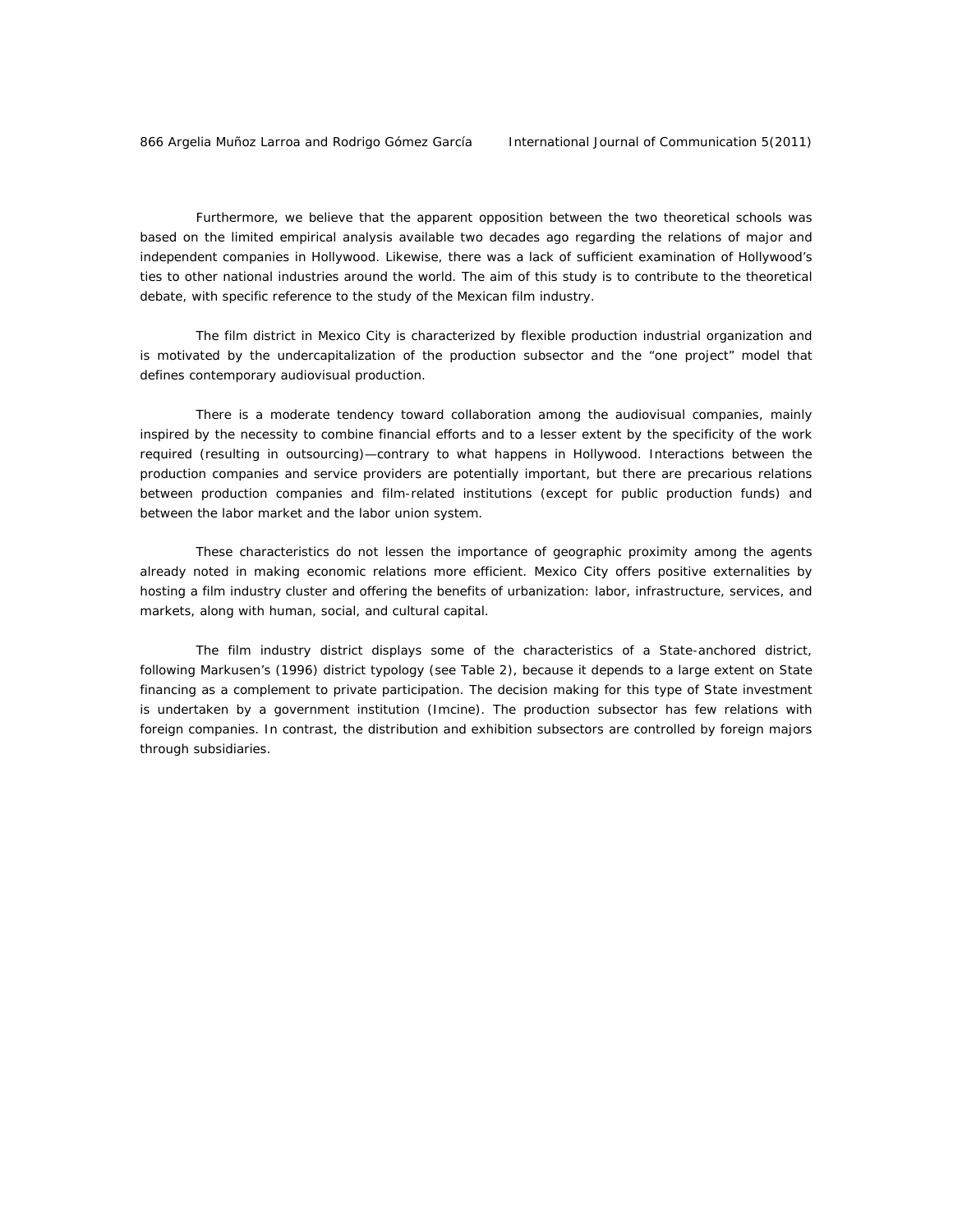Furthermore, we believe that the apparent opposition between the two theoretical schools was based on the limited empirical analysis available two decades ago regarding the relations of major and independent companies in Hollywood. Likewise, there was a lack of sufficient examination of Hollywood's ties to other national industries around the world. The aim of this study is to contribute to the theoretical debate, with specific reference to the study of the Mexican film industry.

The film district in Mexico City is characterized by flexible production industrial organization and is motivated by the undercapitalization of the production subsector and the "one project" model that defines contemporary audiovisual production.

There is a moderate tendency toward collaboration among the audiovisual companies, mainly inspired by the necessity to combine financial efforts and to a lesser extent by the specificity of the work required (resulting in outsourcing)—contrary to what happens in Hollywood. Interactions between the production companies and service providers are potentially important, but there are precarious relations between production companies and film-related institutions (except for public production funds) and between the labor market and the labor union system.

These characteristics do not lessen the importance of geographic proximity among the agents already noted in making economic relations more efficient. Mexico City offers positive externalities by hosting a film industry cluster and offering the benefits of urbanization: labor, infrastructure, services, and markets, along with human, social, and cultural capital.

The film industry district displays some of the characteristics of a State-anchored district, following Markusen's (1996) district typology (see Table 2), because it depends to a large extent on State financing as a complement to private participation. The decision making for this type of State investment is undertaken by a government institution (Imcine). The production subsector has few relations with foreign companies. In contrast, the distribution and exhibition subsectors are controlled by foreign majors through subsidiaries.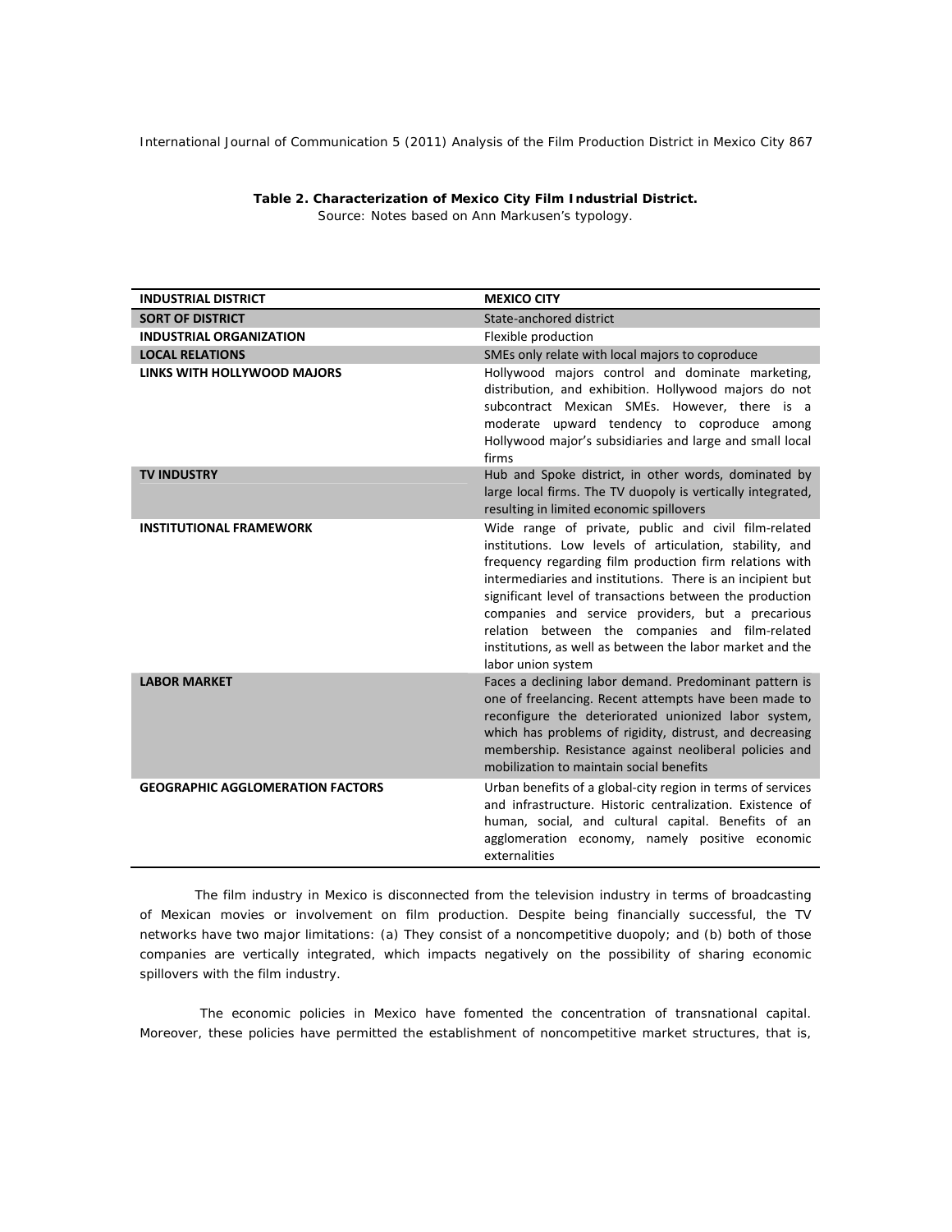**Table 2. Characterization of Mexico City Film Industrial District.**
Source: Notes based on Ann Markusen's typology.

| INDUSTRIAL DISTRICT | MEXICO CITY |
|---|---|
| **SORT OF DISTRICT** | State-anchored district |
| **INDUSTRIAL ORGANIZATION** | Flexible production |
| **LOCAL RELATIONS** | SMEs only relate with local majors to coproduce |
| **LINKS WITH HOLLYWOOD MAJORS** | Hollywood majors control and dominate marketing, distribution, and exhibition. Hollywood majors do not subcontract Mexican SMEs. However, there is a moderate upward tendency to coproduce among Hollywood major's subsidiaries and large and small local firms |
| **TV INDUSTRY** | Hub and Spoke district, in other words, dominated by large local firms. The TV duopoly is vertically integrated, resulting in limited economic spillovers |
| **INSTITUTIONAL FRAMEWORK** | Wide range of private, public and civil film-related institutions. Low levels of articulation, stability, and frequency regarding film production firm relations with intermediaries and institutions. There is an incipient but significant level of transactions between the production companies and service providers, but a precarious relation between the companies and film-related institutions, as well as between the labor market and the labor union system |
| **LABOR MARKET** | Faces a declining labor demand. Predominant pattern is one of freelancing. Recent attempts have been made to reconfigure the deteriorated unionized labor system, which has problems of rigidity, distrust, and decreasing membership. Resistance against neoliberal policies and mobilization to maintain social benefits |
| **GEOGRAPHIC AGGLOMERATION FACTORS** | Urban benefits of a global-city region in terms of services and infrastructure. Historic centralization. Existence of human, social, and cultural capital. Benefits of an agglomeration economy, namely positive economic externalities |

The film industry in Mexico is disconnected from the television industry in terms of broadcasting of Mexican movies or involvement on film production. Despite being financially successful, the TV networks have two major limitations: (a) They consist of a noncompetitive duopoly; and (b) both of those companies are vertically integrated, which impacts negatively on the possibility of sharing economic spillovers with the film industry.

The economic policies in Mexico have fomented the concentration of transnational capital. Moreover, these policies have permitted the establishment of noncompetitive market structures, that is,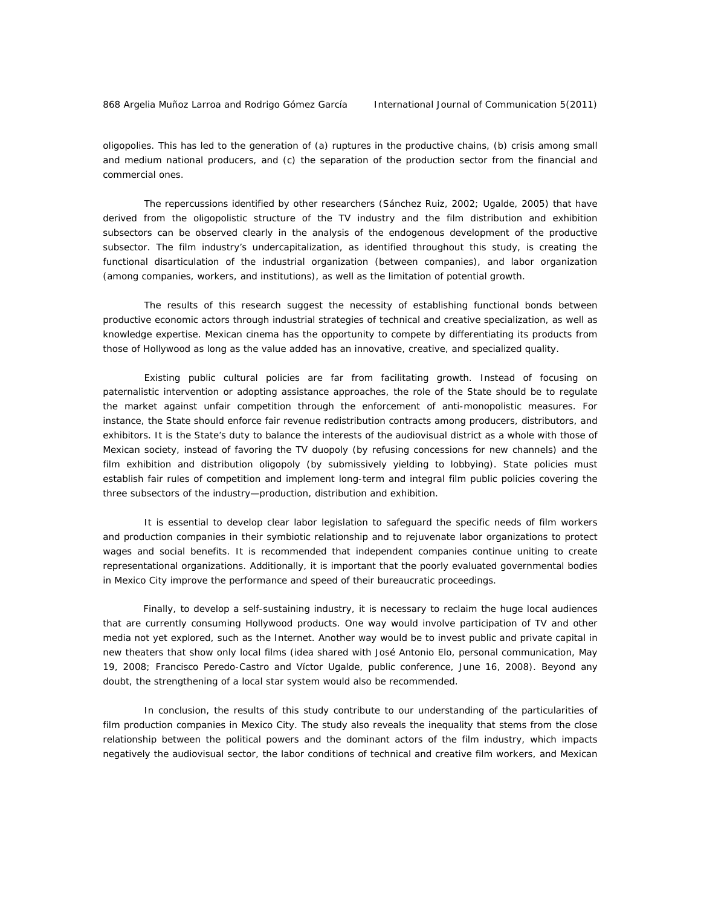oligopolies. This has led to the generation of (a) ruptures in the productive chains, (b) crisis among small and medium national producers, and (c) the separation of the production sector from the financial and commercial ones.

The repercussions identified by other researchers (Sánchez Ruiz, 2002; Ugalde, 2005) that have derived from the oligopolistic structure of the TV industry and the film distribution and exhibition subsectors can be observed clearly in the analysis of the endogenous development of the productive subsector. The film industry's undercapitalization, as identified throughout this study, is creating the functional disarticulation of the industrial organization (between companies), and labor organization (among companies, workers, and institutions), as well as the limitation of potential growth.

The results of this research suggest the necessity of establishing functional bonds between productive economic actors through industrial strategies of technical and creative specialization, as well as knowledge expertise. Mexican cinema has the opportunity to compete by differentiating its products from those of Hollywood as long as the value added has an innovative, creative, and specialized quality.

Existing public cultural policies are far from facilitating growth. Instead of focusing on paternalistic intervention or adopting assistance approaches, the role of the State should be to regulate the market against unfair competition through the enforcement of anti-monopolistic measures. For instance, the State should enforce fair revenue redistribution contracts among producers, distributors, and exhibitors. It is the State's duty to balance the interests of the audiovisual district as a whole with those of Mexican society, instead of favoring the TV duopoly (by refusing concessions for new channels) and the film exhibition and distribution oligopoly (by submissively yielding to lobbying). State policies must establish fair rules of competition and implement long-term and integral film public policies covering the three subsectors of the industry—production, distribution and exhibition.

It is essential to develop clear labor legislation to safeguard the specific needs of film workers and production companies in their symbiotic relationship and to rejuvenate labor organizations to protect wages and social benefits. It is recommended that independent companies continue uniting to create representational organizations. Additionally, it is important that the poorly evaluated governmental bodies in Mexico City improve the performance and speed of their bureaucratic proceedings.

Finally, to develop a self-sustaining industry, it is necessary to reclaim the huge local audiences that are currently consuming Hollywood products. One way would involve participation of TV and other media not yet explored, such as the Internet. Another way would be to invest public and private capital in new theaters that show only local films (idea shared with José Antonio Elo, personal communication, May 19, 2008; Francisco Peredo-Castro and Víctor Ugalde, public conference, June 16, 2008). Beyond any doubt, the strengthening of a local star system would also be recommended.

In conclusion, the results of this study contribute to our understanding of the particularities of film production companies in Mexico City. The study also reveals the inequality that stems from the close relationship between the political powers and the dominant actors of the film industry, which impacts negatively the audiovisual sector, the labor conditions of technical and creative film workers, and Mexican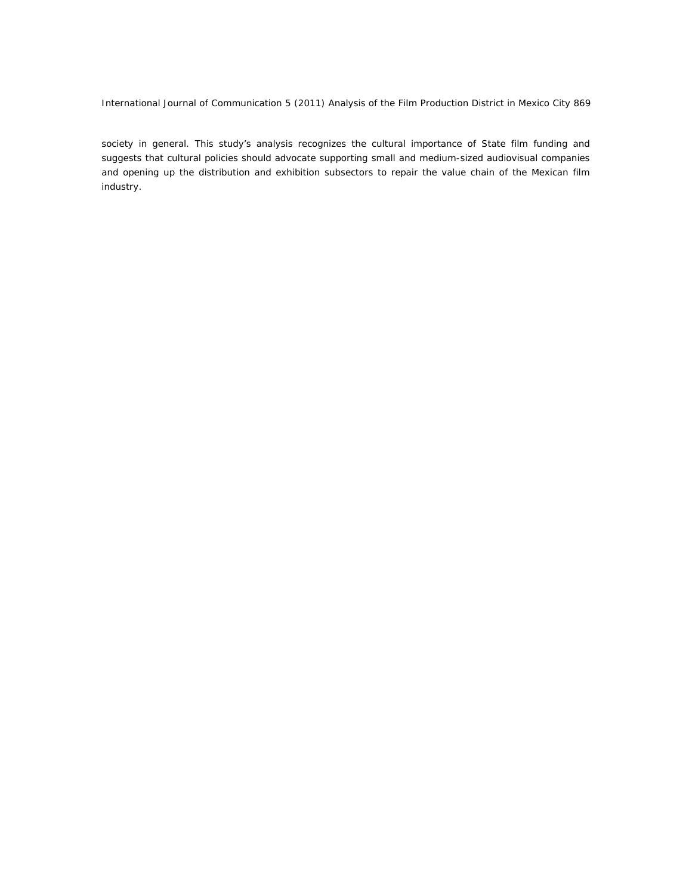society in general. This study's analysis recognizes the cultural importance of State film funding and suggests that cultural policies should advocate supporting small and medium-sized audiovisual companies and opening up the distribution and exhibition subsectors to repair the value chain of the Mexican film industry.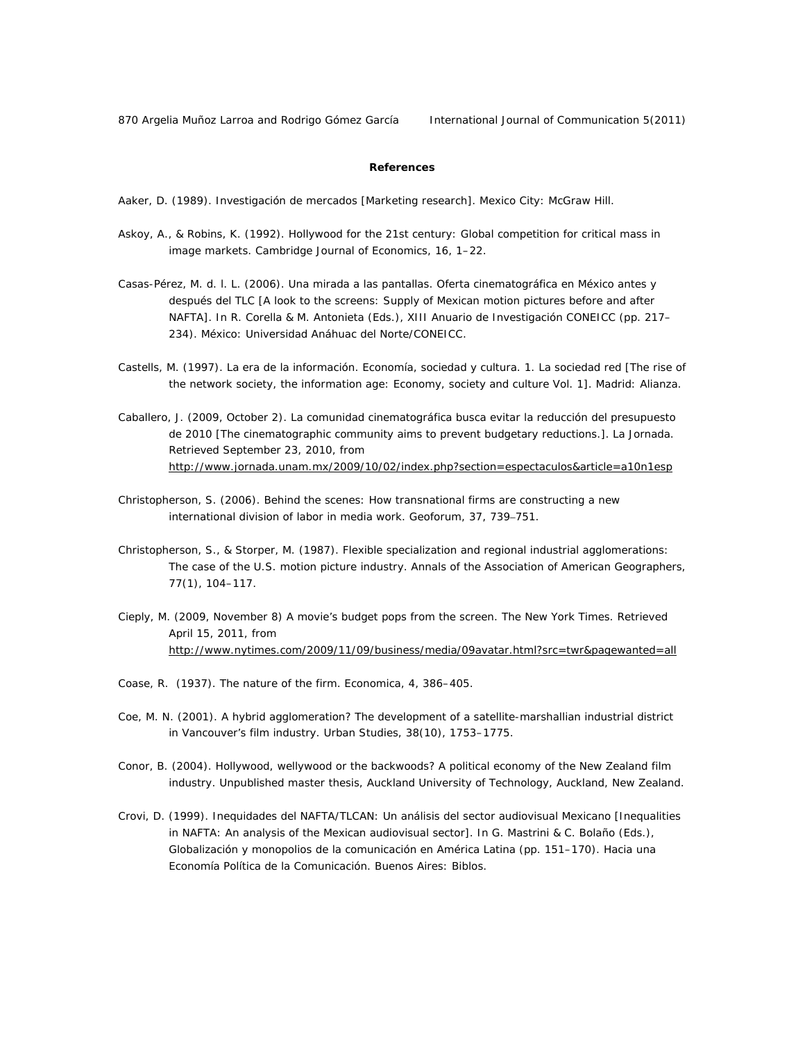## References

Aaker, D. (1989). Investigación de mercados [Marketing research]. Mexico City: McGraw Hill.

Askoy, A., & Robins, K. (1992). Hollywood for the 21st century: Global competition for critical mass in image markets. Cambridge Journal of Economics, 16, 1–22.

Casas-Pérez, M. d. l. L. (2006). Una mirada a las pantallas. Oferta cinematográfica en México antes y después del TLC [A look to the screens: Supply of Mexican motion pictures before and after NAFTA]. In R. Corella & M. Antonieta (Eds.), XIII Anuario de Investigación CONEICC (pp. 217–234). México: Universidad Anáhuac del Norte/CONEICC.

Castells, M. (1997). La era de la información. Economía, sociedad y cultura. 1. La sociedad red [The rise of the network society, the information age: Economy, society and culture Vol. 1]. Madrid: Alianza.

Caballero, J. (2009, October 2). La comunidad cinematográfica busca evitar la reducción del presupuesto de 2010 [The cinematographic community aims to prevent budgetary reductions.]. La Jornada. Retrieved September 23, 2010, from http://www.jornada.unam.mx/2009/10/02/index.php?section=espectaculos&article=a10n1esp

Christopherson, S. (2006). Behind the scenes: How transnational firms are constructing a new international division of labor in media work. Geoforum, 37, 739–751.

Christopherson, S., & Storper, M. (1987). Flexible specialization and regional industrial agglomerations: The case of the U.S. motion picture industry. Annals of the Association of American Geographers, 77(1), 104–117.

Cieply, M. (2009, November 8) A movie's budget pops from the screen. The New York Times. Retrieved April 15, 2011, from http://www.nytimes.com/2009/11/09/business/media/09avatar.html?src=twr&pagewanted=all

Coase, R. (1937). The nature of the firm. Economica, 4, 386–405.

Coe, M. N. (2001). A hybrid agglomeration? The development of a satellite-marshallian industrial district in Vancouver's film industry. Urban Studies, 38(10), 1753–1775.

Conor, B. (2004). Hollywood, wellywood or the backwoods? A political economy of the New Zealand film industry. Unpublished master thesis, Auckland University of Technology, Auckland, New Zealand.

Crovi, D. (1999). Inequidades del NAFTA/TLCAN: Un análisis del sector audiovisual Mexicano [Inequalities in NAFTA: An analysis of the Mexican audiovisual sector]. In G. Mastrini & C. Bolaño (Eds.), Globalización y monopolios de la comunicación en América Latina (pp. 151–170). Hacia una Economía Política de la Comunicación. Buenos Aires: Biblos.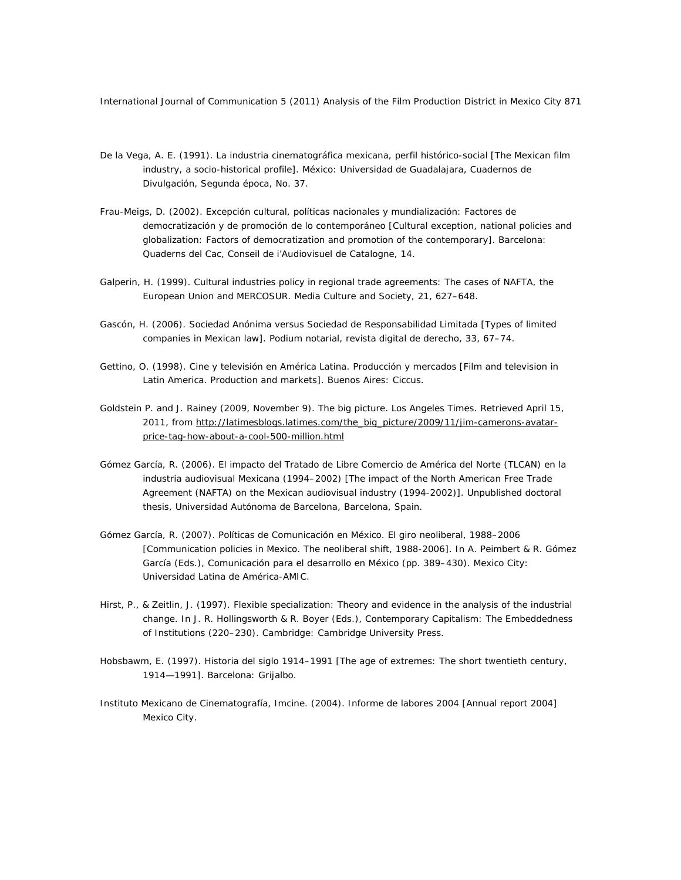De la Vega, A. E. (1991). La industria cinematográfica mexicana, perfil histórico-social [The Mexican film industry, a socio-historical profile]. México: Universidad de Guadalajara, Cuadernos de Divulgación, Segunda época, No. 37.

Frau-Meigs, D. (2002). Excepción cultural, políticas nacionales y mundialización: Factores de democratización y de promoción de lo contemporáneo [Cultural exception, national policies and globalization: Factors of democratization and promotion of the contemporary]. Barcelona: Quaderns del Cac, Conseil de i'Audiovisuel de Catalogne, 14.

Galperin, H. (1999). Cultural industries policy in regional trade agreements: The cases of NAFTA, the European Union and MERCOSUR. Media Culture and Society, 21, 627–648.

Gascón, H. (2006). Sociedad Anónima versus Sociedad de Responsabilidad Limitada [Types of limited companies in Mexican law]. Podium notarial, revista digital de derecho, 33, 67–74.

Gettino, O. (1998). Cine y televisión en América Latina. Producción y mercados [Film and television in Latin America. Production and markets]. Buenos Aires: Ciccus.

Goldstein P. and J. Rainey (2009, November 9). The big picture. Los Angeles Times. Retrieved April 15, 2011, from http://latimesblogs.latimes.com/the_big_picture/2009/11/jim-camerons-avatar-price-tag-how-about-a-cool-500-million.html

Gómez García, R. (2006). El impacto del Tratado de Libre Comercio de América del Norte (TLCAN) en la industria audiovisual Mexicana (1994–2002) [The impact of the North American Free Trade Agreement (NAFTA) on the Mexican audiovisual industry (1994-2002)]. Unpublished doctoral thesis, Universidad Autónoma de Barcelona, Barcelona, Spain.

Gómez García, R. (2007). Políticas de Comunicación en México. El giro neoliberal, 1988–2006 [Communication policies in Mexico. The neoliberal shift, 1988-2006]. In A. Peimbert & R. Gómez García (Eds.), Comunicación para el desarrollo en México (pp. 389–430). Mexico City: Universidad Latina de América-AMIC.

Hirst, P., & Zeitlin, J. (1997). Flexible specialization: Theory and evidence in the analysis of the industrial change. In J. R. Hollingsworth & R. Boyer (Eds.), Contemporary Capitalism: The Embeddedness of Institutions (220–230). Cambridge: Cambridge University Press.

Hobsbawm, E. (1997). Historia del siglo 1914–1991 [The age of extremes: The short twentieth century, 1914—1991]. Barcelona: Grijalbo.

Instituto Mexicano de Cinematografía, Imcine. (2004). Informe de labores 2004 [Annual report 2004] Mexico City.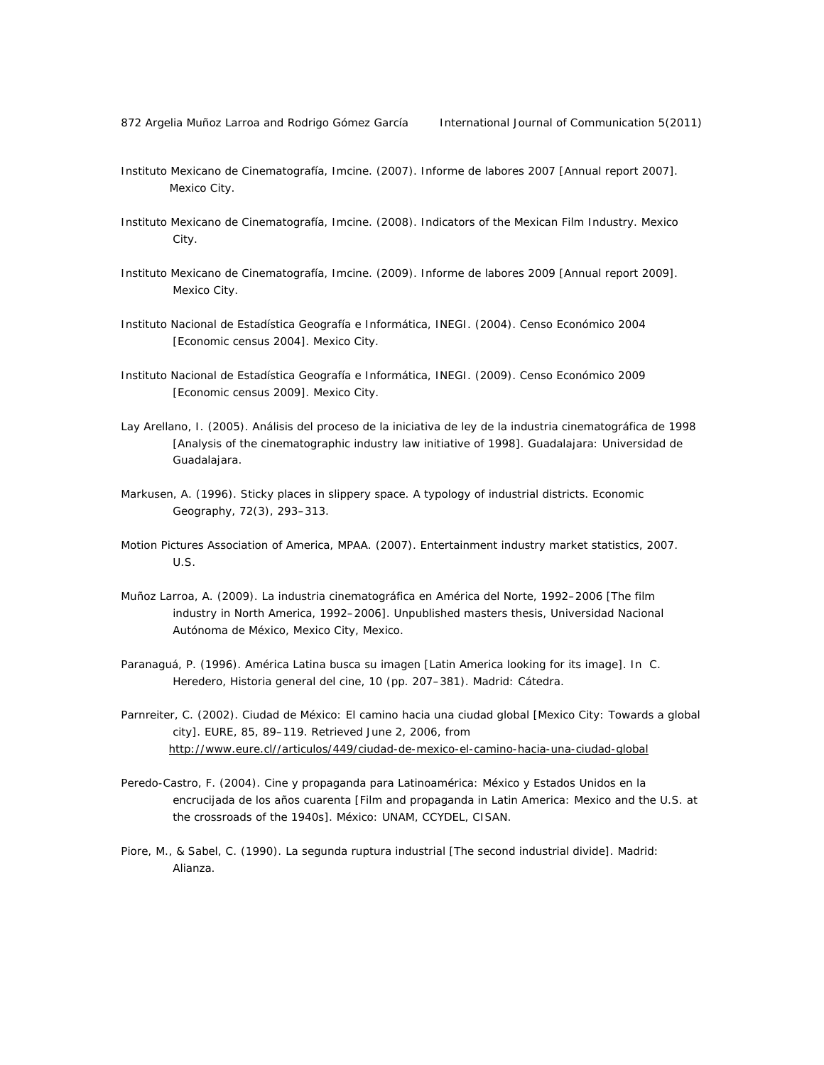Instituto Mexicano de Cinematografía, Imcine. (2007). Informe de labores 2007 [Annual report 2007]. Mexico City.

Instituto Mexicano de Cinematografía, Imcine. (2008). Indicators of the Mexican Film Industry. Mexico City.

Instituto Mexicano de Cinematografía, Imcine. (2009). Informe de labores 2009 [Annual report 2009]. Mexico City.

Instituto Nacional de Estadística Geografía e Informática, INEGI. (2004). Censo Económico 2004 [Economic census 2004]. Mexico City.

Instituto Nacional de Estadística Geografía e Informática, INEGI. (2009). Censo Económico 2009 [Economic census 2009]. Mexico City.

Lay Arellano, I. (2005). Análisis del proceso de la iniciativa de ley de la industria cinematográfica de 1998 [Analysis of the cinematographic industry law initiative of 1998]. Guadalajara: Universidad de Guadalajara.

Markusen, A. (1996). Sticky places in slippery space. A typology of industrial districts. Economic Geography, 72(3), 293–313.

Motion Pictures Association of America, MPAA. (2007). Entertainment industry market statistics, 2007. U.S.

Muñoz Larroa, A. (2009). La industria cinematográfica en América del Norte, 1992–2006 [The film industry in North America, 1992–2006]. Unpublished masters thesis, Universidad Nacional Autónoma de México, Mexico City, Mexico.

Paranaguá, P. (1996). América Latina busca su imagen [Latin America looking for its image]. In C. Heredero, Historia general del cine, 10 (pp. 207–381). Madrid: Cátedra.

Parnreiter, C. (2002). Ciudad de México: El camino hacia una ciudad global [Mexico City: Towards a global city]. EURE, 85, 89–119. Retrieved June 2, 2006, from http://www.eure.cl//articulos/449/ciudad-de-mexico-el-camino-hacia-una-ciudad-global

Peredo-Castro, F. (2004). Cine y propaganda para Latinoamérica: México y Estados Unidos en la encrucijada de los años cuarenta [Film and propaganda in Latin America: Mexico and the U.S. at the crossroads of the 1940s]. México: UNAM, CCYDEL, CISAN.

Piore, M., & Sabel, C. (1990). La segunda ruptura industrial [The second industrial divide]. Madrid: Alianza.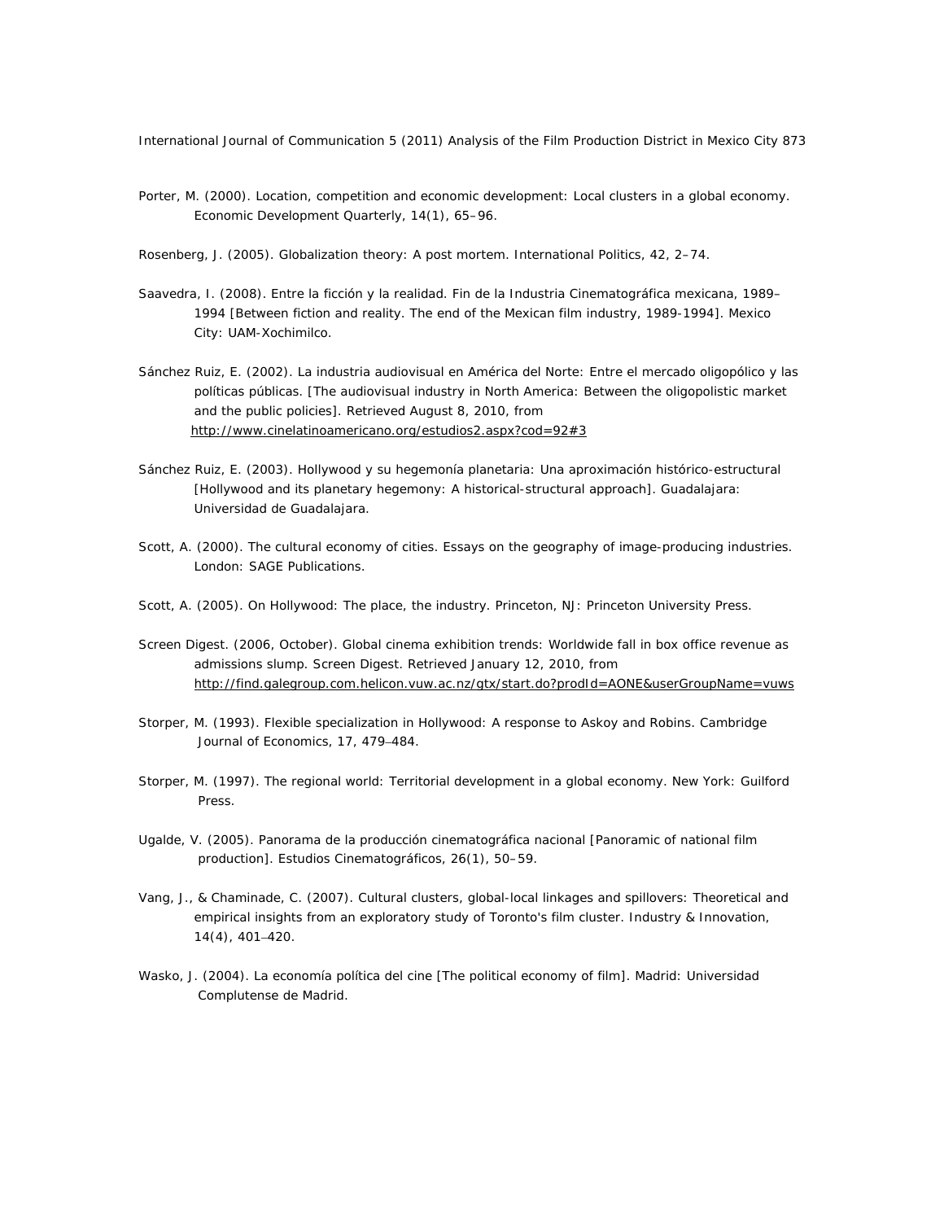Porter, M. (2000). Location, competition and economic development: Local clusters in a global economy. Economic Development Quarterly, 14(1), 65–96.

Rosenberg, J. (2005). Globalization theory: A post mortem. International Politics, 42, 2–74.

Saavedra, I. (2008). Entre la ficción y la realidad. Fin de la Industria Cinematográfica mexicana, 1989–1994 [Between fiction and reality. The end of the Mexican film industry, 1989-1994]. Mexico City: UAM-Xochimilco.

Sánchez Ruiz, E. (2002). La industria audiovisual en América del Norte: Entre el mercado oligopólico y las políticas públicas. [The audiovisual industry in North America: Between the oligopolistic market and the public policies]. Retrieved August 8, 2010, from http://www.cinelatinoamericano.org/estudios2.aspx?cod=92#3

Sánchez Ruiz, E. (2003). Hollywood y su hegemonía planetaria: Una aproximación histórico-estructural [Hollywood and its planetary hegemony: A historical-structural approach]. Guadalajara: Universidad de Guadalajara.

Scott, A. (2000). The cultural economy of cities. Essays on the geography of image-producing industries. London: SAGE Publications.

Scott, A. (2005). On Hollywood: The place, the industry. Princeton, NJ: Princeton University Press.

Screen Digest. (2006, October). Global cinema exhibition trends: Worldwide fall in box office revenue as admissions slump. Screen Digest. Retrieved January 12, 2010, from http://find.galegroup.com.helicon.vuw.ac.nz/gtx/start.do?prodId=AONE&userGroupName=vuws

Storper, M. (1993). Flexible specialization in Hollywood: A response to Askoy and Robins. Cambridge Journal of Economics, 17, 479–484.

Storper, M. (1997). The regional world: Territorial development in a global economy. New York: Guilford Press.

Ugalde, V. (2005). Panorama de la producción cinematográfica nacional [Panoramic of national film production]. Estudios Cinematográficos, 26(1), 50–59.

Vang, J., & Chaminade, C. (2007). Cultural clusters, global-local linkages and spillovers: Theoretical and empirical insights from an exploratory study of Toronto's film cluster. Industry & Innovation, 14(4), 401–420.

Wasko, J. (2004). La economía política del cine [The political economy of film]. Madrid: Universidad Complutense de Madrid.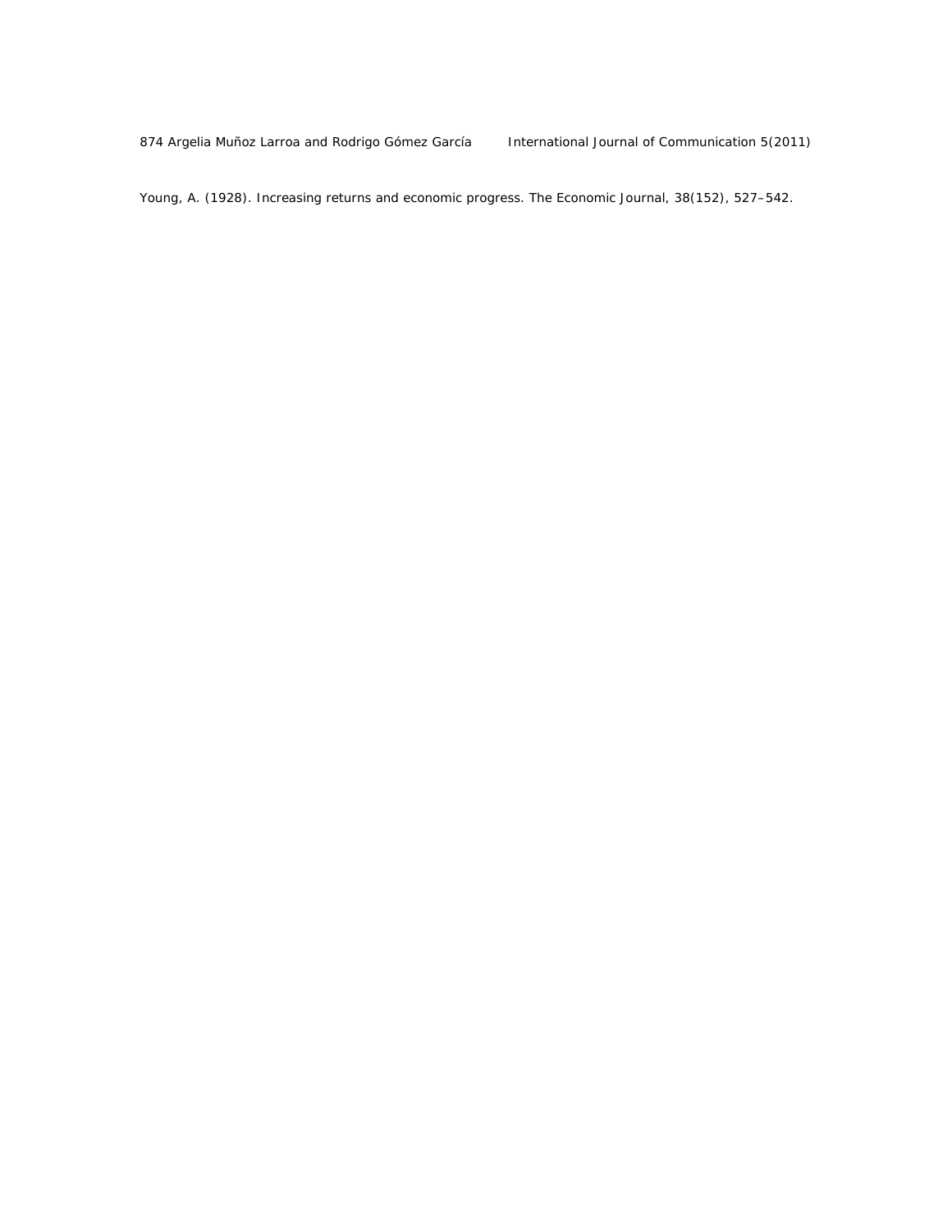Young, A. (1928). Increasing returns and economic progress. The Economic Journal, 38(152), 527–542.